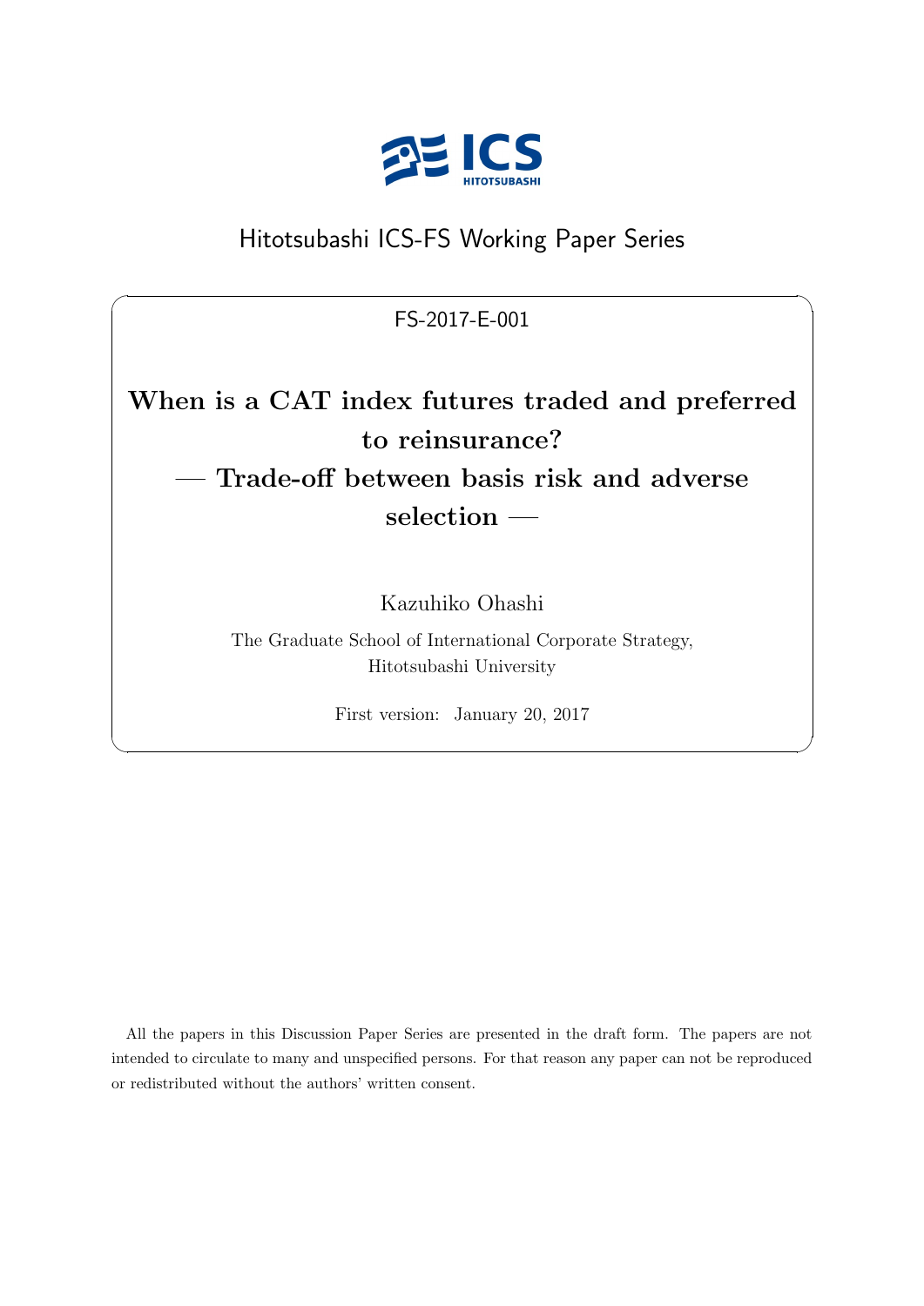ICS HITOTSUBASHI

Hitotsubashi ICS-FS Working Paper Series

FS-2017-E-001

# When is a CAT index futures traded and preferred to reinsurance? — Trade-off between basis risk and adverse selection —

Kazuhiko Ohashi

The Graduate School of International Corporate Strategy, Hitotsubashi University

First version: January 20, 2017

All the papers in this Discussion Paper Series are presented in the draft form. The papers are not intended to circulate to many and unspecified persons. For that reason any paper can not be reproduced or redistributed without the authors' written consent.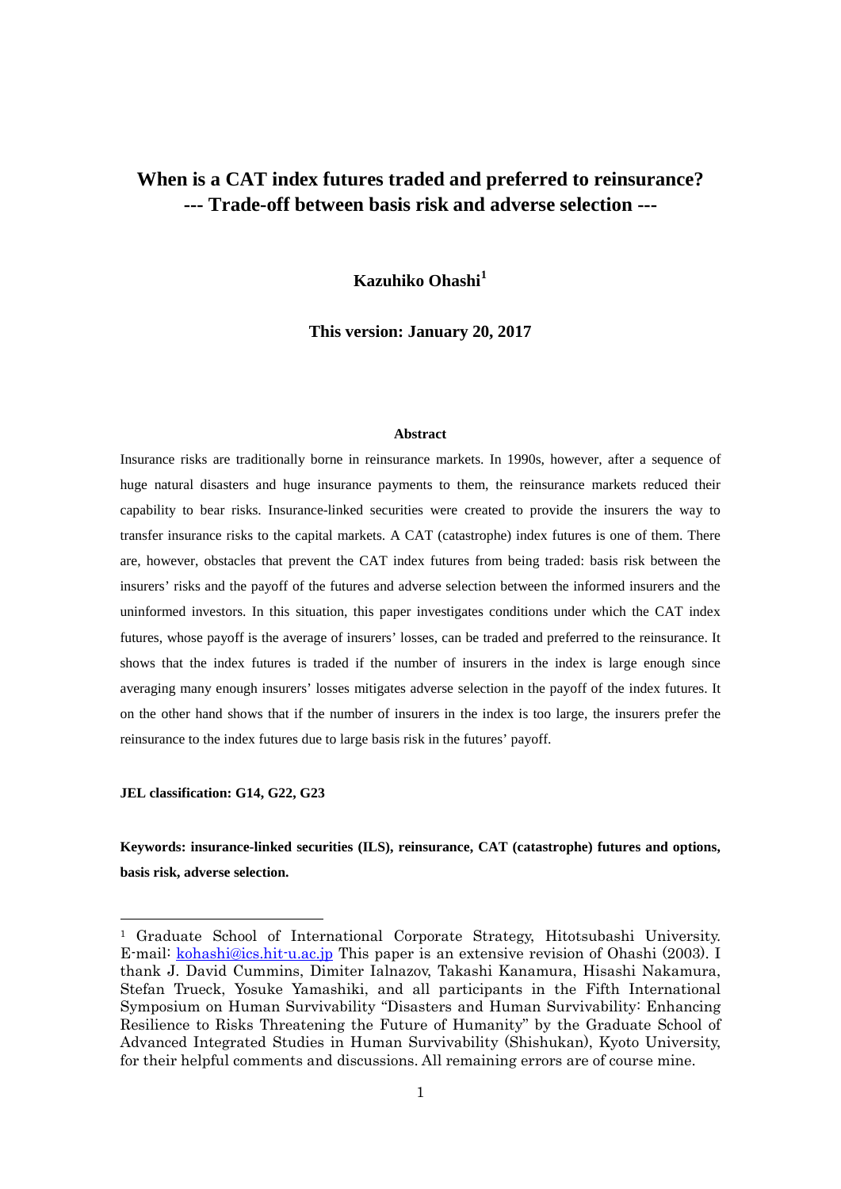# When is a CAT index futures traded and preferred to reinsurance? --- Trade-off between basis risk and adverse selection ---

**Kazuhiko Ohashi**[1]

**This version: January 20, 2017**

**Abstract**

Insurance risks are traditionally borne in reinsurance markets. In 1990s, however, after a sequence of huge natural disasters and huge insurance payments to them, the reinsurance markets reduced their capability to bear risks. Insurance-linked securities were created to provide the insurers the way to transfer insurance risks to the capital markets. A CAT (catastrophe) index futures is one of them. There are, however, obstacles that prevent the CAT index futures from being traded: basis risk between the insurers' risks and the payoff of the futures and adverse selection between the informed insurers and the uninformed investors. In this situation, this paper investigates conditions under which the CAT index futures, whose payoff is the average of insurers' losses, can be traded and preferred to the reinsurance. It shows that the index futures is traded if the number of insurers in the index is large enough since averaging many enough insurers' losses mitigates adverse selection in the payoff of the index futures. It on the other hand shows that if the number of insurers in the index is too large, the insurers prefer the reinsurance to the index futures due to large basis risk in the futures' payoff.

**JEL classification: G14, G22, G23**

**Keywords: insurance-linked securities (ILS), reinsurance, CAT (catastrophe) futures and options, basis risk, adverse selection.**

---

[1] Graduate School of International Corporate Strategy, Hitotsubashi University. E-mail: kohashi@ics.hit-u.ac.jp This paper is an extensive revision of Ohashi (2003). I thank J. David Cummins, Dimiter Ialnazov, Takashi Kanamura, Hisashi Nakamura, Stefan Trueck, Yosuke Yamashiki, and all participants in the Fifth International Symposium on Human Survivability "Disasters and Human Survivability: Enhancing Resilience to Risks Threatening the Future of Humanity" by the Graduate School of Advanced Integrated Studies in Human Survivability (Shishukan), Kyoto University, for their helpful comments and discussions. All remaining errors are of course mine.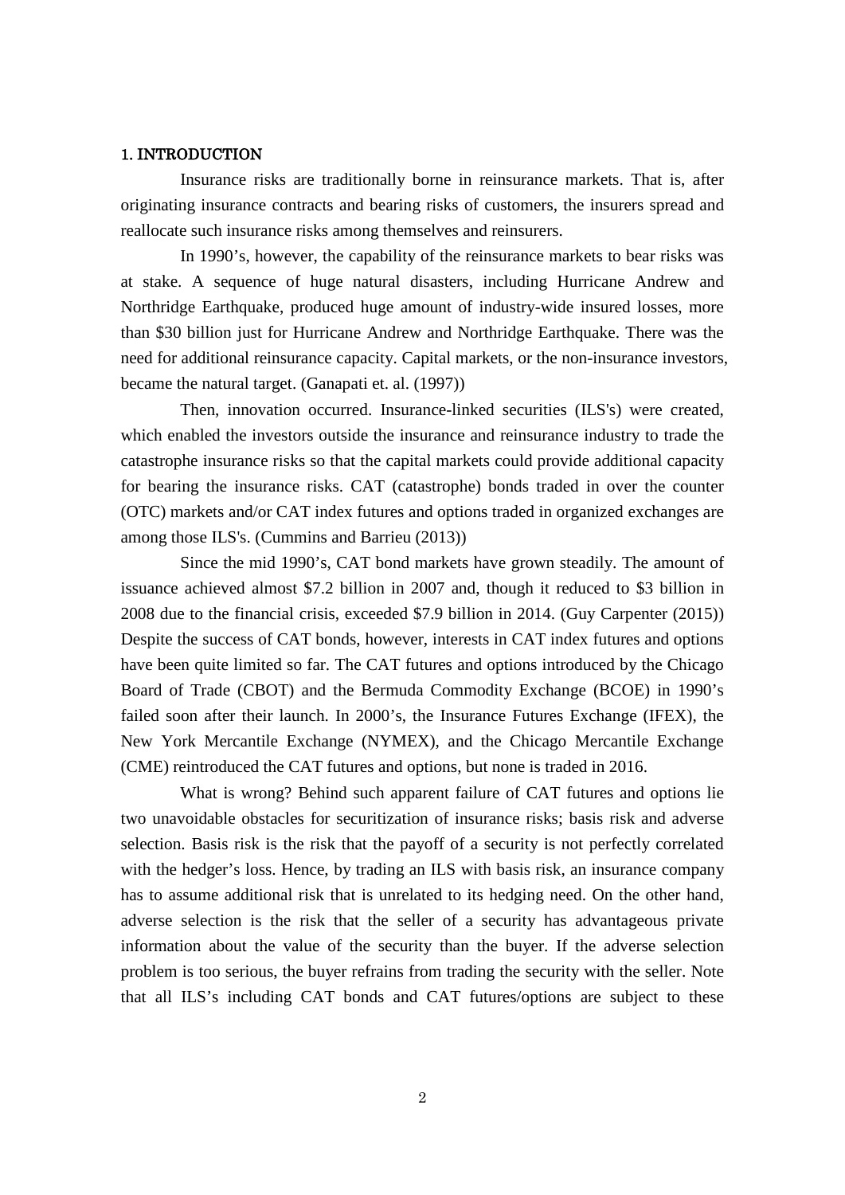## 1. INTRODUCTION

Insurance risks are traditionally borne in reinsurance markets. That is, after originating insurance contracts and bearing risks of customers, the insurers spread and reallocate such insurance risks among themselves and reinsurers.

In 1990's, however, the capability of the reinsurance markets to bear risks was at stake. A sequence of huge natural disasters, including Hurricane Andrew and Northridge Earthquake, produced huge amount of industry-wide insured losses, more than $30 billion just for Hurricane Andrew and Northridge Earthquake. There was the need for additional reinsurance capacity. Capital markets, or the non-insurance investors, became the natural target. (Ganapati et. al. (1997))

Then, innovation occurred. Insurance-linked securities (ILS's) were created, which enabled the investors outside the insurance and reinsurance industry to trade the catastrophe insurance risks so that the capital markets could provide additional capacity for bearing the insurance risks. CAT (catastrophe) bonds traded in over the counter (OTC) markets and/or CAT index futures and options traded in organized exchanges are among those ILS's. (Cummins and Barrieu (2013))

Since the mid 1990's, CAT bond markets have grown steadily. The amount of issuance achieved almost $7.2 billion in 2007 and, though it reduced to $3 billion in 2008 due to the financial crisis, exceeded $7.9 billion in 2014. (Guy Carpenter (2015)) Despite the success of CAT bonds, however, interests in CAT index futures and options have been quite limited so far. The CAT futures and options introduced by the Chicago Board of Trade (CBOT) and the Bermuda Commodity Exchange (BCOE) in 1990's failed soon after their launch. In 2000's, the Insurance Futures Exchange (IFEX), the New York Mercantile Exchange (NYMEX), and the Chicago Mercantile Exchange (CME) reintroduced the CAT futures and options, but none is traded in 2016.

What is wrong? Behind such apparent failure of CAT futures and options lie two unavoidable obstacles for securitization of insurance risks; basis risk and adverse selection. Basis risk is the risk that the payoff of a security is not perfectly correlated with the hedger's loss. Hence, by trading an ILS with basis risk, an insurance company has to assume additional risk that is unrelated to its hedging need. On the other hand, adverse selection is the risk that the seller of a security has advantageous private information about the value of the security than the buyer. If the adverse selection problem is too serious, the buyer refrains from trading the security with the seller. Note that all ILS's including CAT bonds and CAT futures/options are subject to these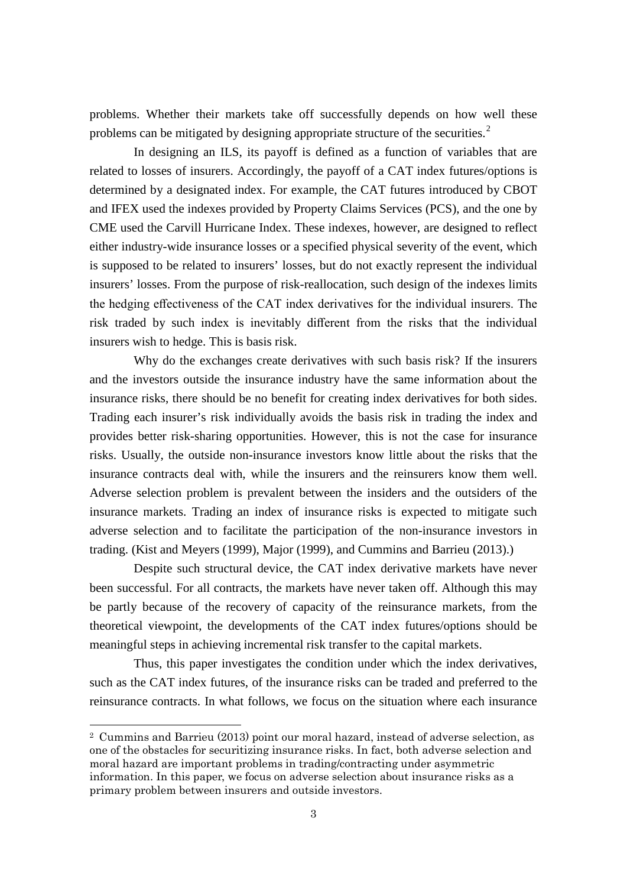problems. Whether their markets take off successfully depends on how well these problems can be mitigated by designing appropriate structure of the securities.[2]

In designing an ILS, its payoff is defined as a function of variables that are related to losses of insurers. Accordingly, the payoff of a CAT index futures/options is determined by a designated index. For example, the CAT futures introduced by CBOT and IFEX used the indexes provided by Property Claims Services (PCS), and the one by CME used the Carvill Hurricane Index. These indexes, however, are designed to reflect either industry-wide insurance losses or a specified physical severity of the event, which is supposed to be related to insurers' losses, but do not exactly represent the individual insurers' losses. From the purpose of risk-reallocation, such design of the indexes limits the hedging effectiveness of the CAT index derivatives for the individual insurers. The risk traded by such index is inevitably different from the risks that the individual insurers wish to hedge. This is basis risk.

Why do the exchanges create derivatives with such basis risk? If the insurers and the investors outside the insurance industry have the same information about the insurance risks, there should be no benefit for creating index derivatives for both sides. Trading each insurer's risk individually avoids the basis risk in trading the index and provides better risk-sharing opportunities. However, this is not the case for insurance risks. Usually, the outside non-insurance investors know little about the risks that the insurance contracts deal with, while the insurers and the reinsurers know them well. Adverse selection problem is prevalent between the insiders and the outsiders of the insurance markets. Trading an index of insurance risks is expected to mitigate such adverse selection and to facilitate the participation of the non-insurance investors in trading. (Kist and Meyers (1999), Major (1999), and Cummins and Barrieu (2013).)

Despite such structural device, the CAT index derivative markets have never been successful. For all contracts, the markets have never taken off. Although this may be partly because of the recovery of capacity of the reinsurance markets, from the theoretical viewpoint, the developments of the CAT index futures/options should be meaningful steps in achieving incremental risk transfer to the capital markets.

Thus, this paper investigates the condition under which the index derivatives, such as the CAT index futures, of the insurance risks can be traded and preferred to the reinsurance contracts. In what follows, we focus on the situation where each insurance

[2] Cummins and Barrieu (2013) point our moral hazard, instead of adverse selection, as one of the obstacles for securitizing insurance risks. In fact, both adverse selection and moral hazard are important problems in trading/contracting under asymmetric information. In this paper, we focus on adverse selection about insurance risks as a primary problem between insurers and outside investors.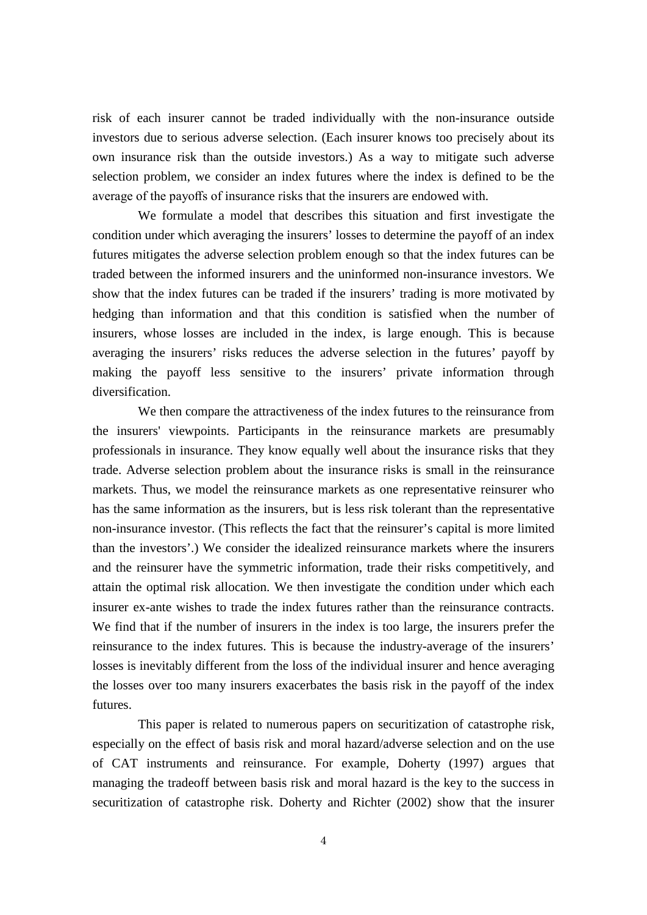risk of each insurer cannot be traded individually with the non-insurance outside investors due to serious adverse selection. (Each insurer knows too precisely about its own insurance risk than the outside investors.) As a way to mitigate such adverse selection problem, we consider an index futures where the index is defined to be the average of the payoffs of insurance risks that the insurers are endowed with.

We formulate a model that describes this situation and first investigate the condition under which averaging the insurers' losses to determine the payoff of an index futures mitigates the adverse selection problem enough so that the index futures can be traded between the informed insurers and the uninformed non-insurance investors. We show that the index futures can be traded if the insurers' trading is more motivated by hedging than information and that this condition is satisfied when the number of insurers, whose losses are included in the index, is large enough. This is because averaging the insurers' risks reduces the adverse selection in the futures' payoff by making the payoff less sensitive to the insurers' private information through diversification.

We then compare the attractiveness of the index futures to the reinsurance from the insurers' viewpoints. Participants in the reinsurance markets are presumably professionals in insurance. They know equally well about the insurance risks that they trade. Adverse selection problem about the insurance risks is small in the reinsurance markets. Thus, we model the reinsurance markets as one representative reinsurer who has the same information as the insurers, but is less risk tolerant than the representative non-insurance investor. (This reflects the fact that the reinsurer's capital is more limited than the investors'.) We consider the idealized reinsurance markets where the insurers and the reinsurer have the symmetric information, trade their risks competitively, and attain the optimal risk allocation. We then investigate the condition under which each insurer ex-ante wishes to trade the index futures rather than the reinsurance contracts. We find that if the number of insurers in the index is too large, the insurers prefer the reinsurance to the index futures. This is because the industry-average of the insurers' losses is inevitably different from the loss of the individual insurer and hence averaging the losses over too many insurers exacerbates the basis risk in the payoff of the index futures.

This paper is related to numerous papers on securitization of catastrophe risk, especially on the effect of basis risk and moral hazard/adverse selection and on the use of CAT instruments and reinsurance. For example, Doherty (1997) argues that managing the tradeoff between basis risk and moral hazard is the key to the success in securitization of catastrophe risk. Doherty and Richter (2002) show that the insurer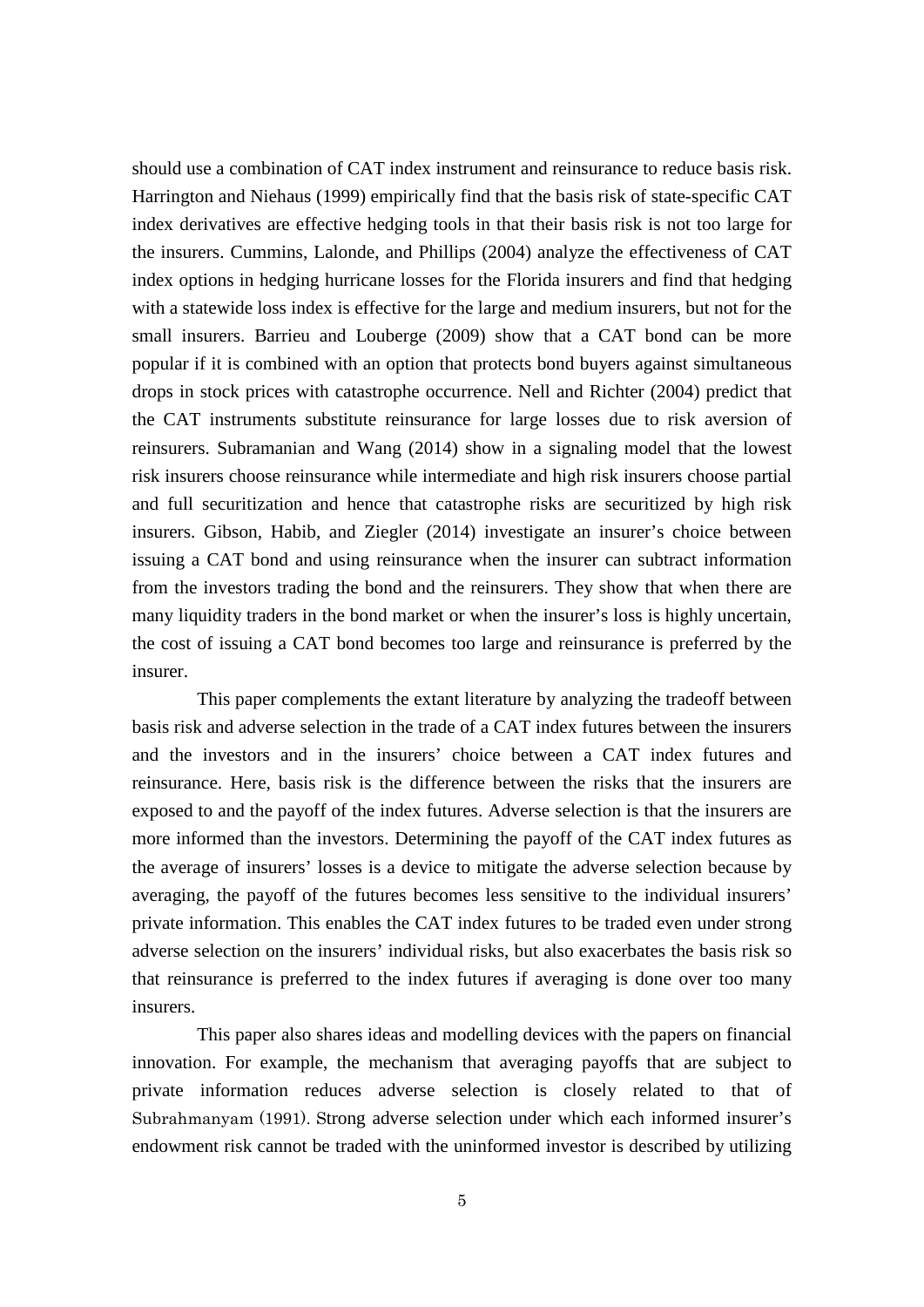should use a combination of CAT index instrument and reinsurance to reduce basis risk. Harrington and Niehaus (1999) empirically find that the basis risk of state-specific CAT index derivatives are effective hedging tools in that their basis risk is not too large for the insurers. Cummins, Lalonde, and Phillips (2004) analyze the effectiveness of CAT index options in hedging hurricane losses for the Florida insurers and find that hedging with a statewide loss index is effective for the large and medium insurers, but not for the small insurers. Barrieu and Louberge (2009) show that a CAT bond can be more popular if it is combined with an option that protects bond buyers against simultaneous drops in stock prices with catastrophe occurrence. Nell and Richter (2004) predict that the CAT instruments substitute reinsurance for large losses due to risk aversion of reinsurers. Subramanian and Wang (2014) show in a signaling model that the lowest risk insurers choose reinsurance while intermediate and high risk insurers choose partial and full securitization and hence that catastrophe risks are securitized by high risk insurers. Gibson, Habib, and Ziegler (2014) investigate an insurer's choice between issuing a CAT bond and using reinsurance when the insurer can subtract information from the investors trading the bond and the reinsurers. They show that when there are many liquidity traders in the bond market or when the insurer's loss is highly uncertain, the cost of issuing a CAT bond becomes too large and reinsurance is preferred by the insurer.

This paper complements the extant literature by analyzing the tradeoff between basis risk and adverse selection in the trade of a CAT index futures between the insurers and the investors and in the insurers' choice between a CAT index futures and reinsurance. Here, basis risk is the difference between the risks that the insurers are exposed to and the payoff of the index futures. Adverse selection is that the insurers are more informed than the investors. Determining the payoff of the CAT index futures as the average of insurers' losses is a device to mitigate the adverse selection because by averaging, the payoff of the futures becomes less sensitive to the individual insurers' private information. This enables the CAT index futures to be traded even under strong adverse selection on the insurers' individual risks, but also exacerbates the basis risk so that reinsurance is preferred to the index futures if averaging is done over too many insurers.

This paper also shares ideas and modelling devices with the papers on financial innovation. For example, the mechanism that averaging payoffs that are subject to private information reduces adverse selection is closely related to that of Subrahmanyam (1991). Strong adverse selection under which each informed insurer's endowment risk cannot be traded with the uninformed investor is described by utilizing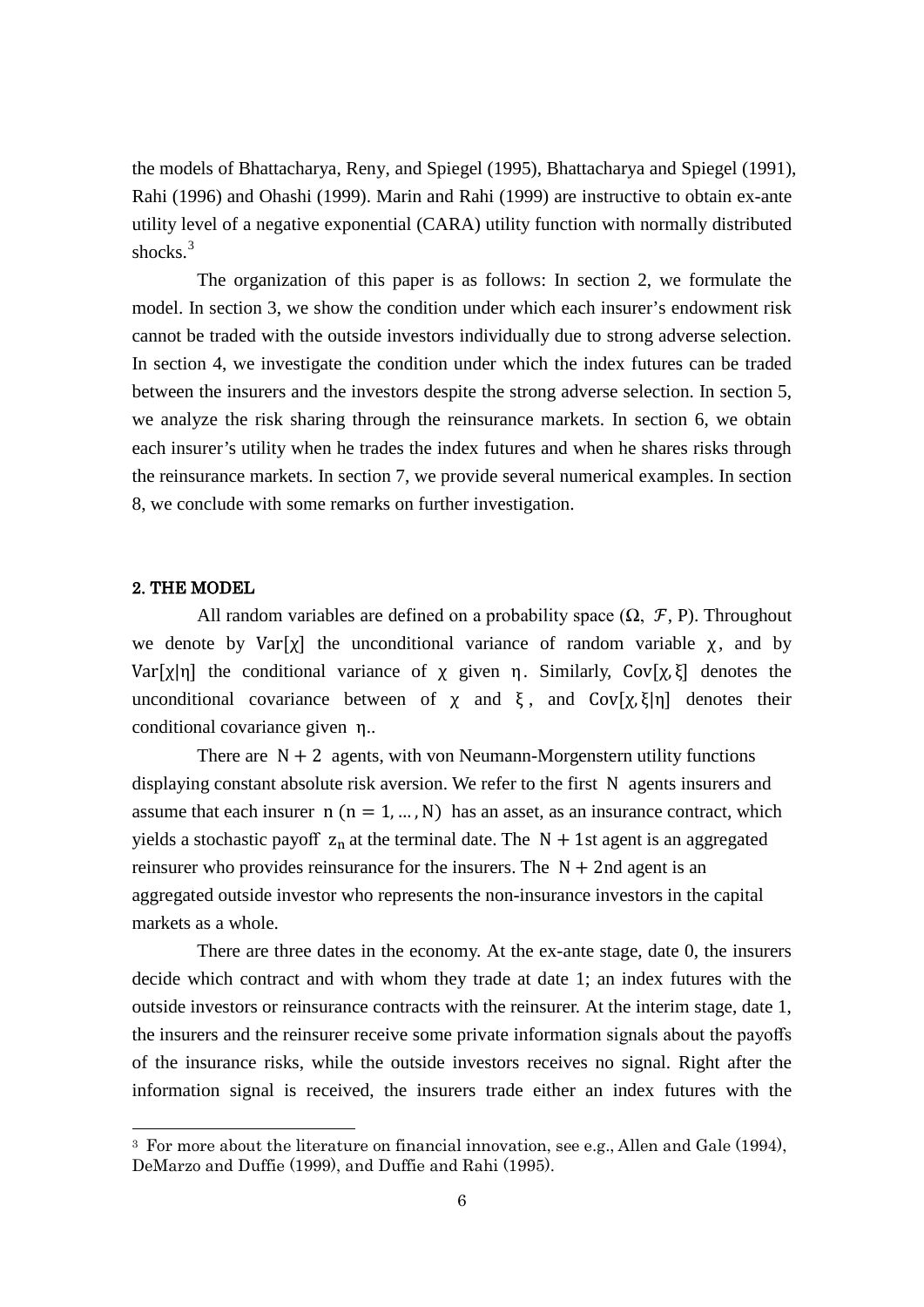the models of Bhattacharya, Reny, and Spiegel (1995), Bhattacharya and Spiegel (1991), Rahi (1996) and Ohashi (1999). Marin and Rahi (1999) are instructive to obtain ex-ante utility level of a negative exponential (CARA) utility function with normally distributed shocks.[3]

The organization of this paper is as follows: In section 2, we formulate the model. In section 3, we show the condition under which each insurer's endowment risk cannot be traded with the outside investors individually due to strong adverse selection. In section 4, we investigate the condition under which the index futures can be traded between the insurers and the investors despite the strong adverse selection. In section 5, we analyze the risk sharing through the reinsurance markets. In section 6, we obtain each insurer's utility when he trades the index futures and when he shares risks through the reinsurance markets. In section 7, we provide several numerical examples. In section 8, we conclude with some remarks on further investigation.

## 2. THE MODEL

All random variables are defined on a probability space $(\Omega, \mathcal{F}, P)$. Throughout we denote by $\mathrm{Var}[\chi]$ the unconditional variance of random variable $\chi$, and by $\mathrm{Var}[\chi|\eta]$ the conditional variance of $\chi$ given $\eta$. Similarly, $\mathrm{Cov}[\chi, \xi]$ denotes the unconditional covariance between of $\chi$ and $\xi$, and $\mathrm{Cov}[\chi, \xi|\eta]$ denotes their conditional covariance given $\eta$..

There are $N + 2$ agents, with von Neumann-Morgenstern utility functions displaying constant absolute risk aversion. We refer to the first $N$ agents insurers and assume that each insurer $n$ $(n = 1, \ldots, N)$ has an asset, as an insurance contract, which yields a stochastic payoff $z_n$ at the terminal date. The $N + 1$st agent is an aggregated reinsurer who provides reinsurance for the insurers. The $N + 2$nd agent is an aggregated outside investor who represents the non-insurance investors in the capital markets as a whole.

There are three dates in the economy. At the ex-ante stage, date 0, the insurers decide which contract and with whom they trade at date 1; an index futures with the outside investors or reinsurance contracts with the reinsurer. At the interim stage, date 1, the insurers and the reinsurer receive some private information signals about the payoffs of the insurance risks, while the outside investors receives no signal. Right after the information signal is received, the insurers trade either an index futures with the

---

[3] For more about the literature on financial innovation, see e.g., Allen and Gale (1994), DeMarzo and Duffie (1999), and Duffie and Rahi (1995).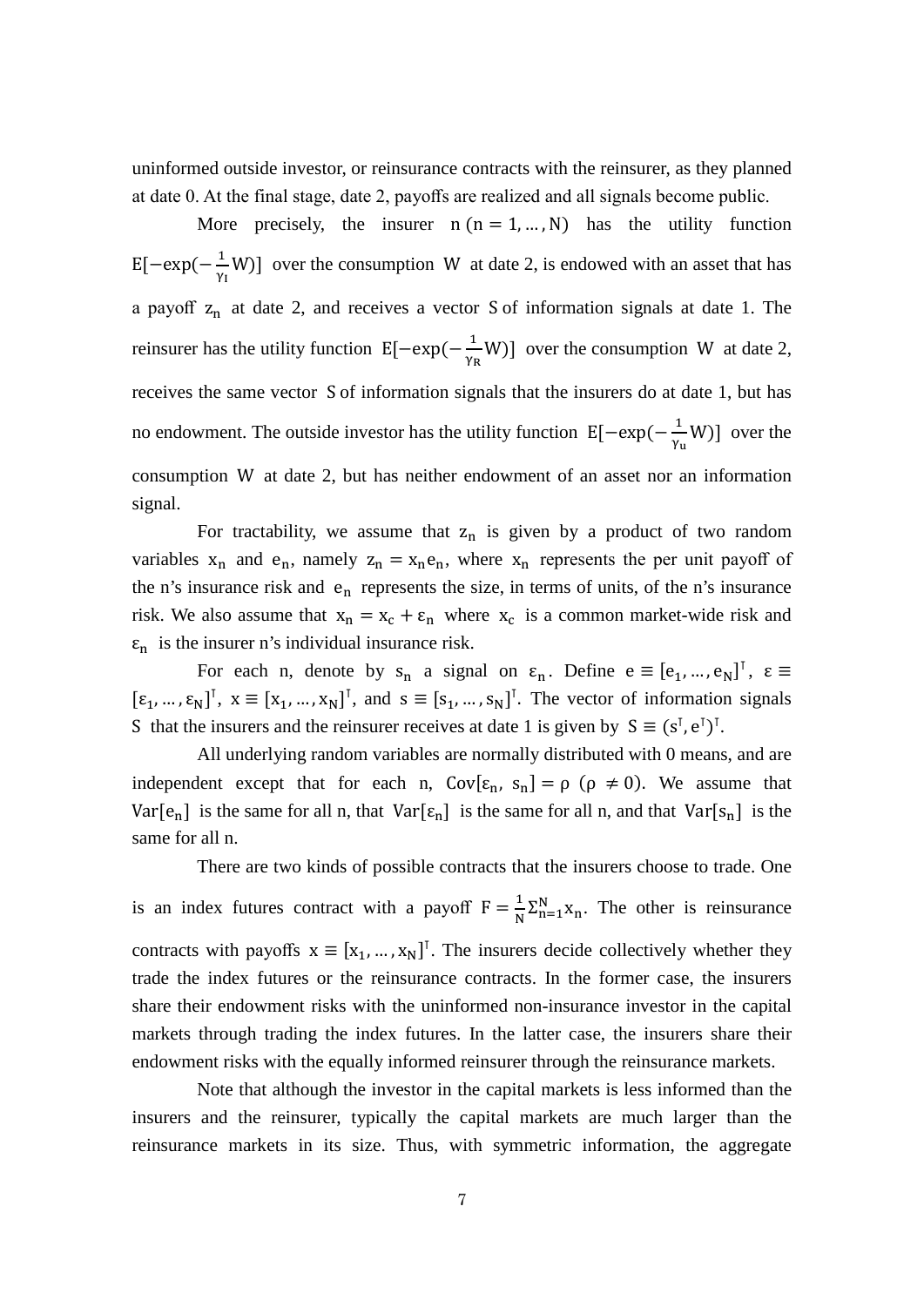uninformed outside investor, or reinsurance contracts with the reinsurer, as they planned at date 0. At the final stage, date 2, payoffs are realized and all signals become public.

More precisely, the insurer $n\ (n = 1, \ldots, N)$ has the utility function $E[-\exp(-\frac{1}{\gamma_I}W)]$ over the consumption $W$ at date 2, is endowed with an asset that has a payoff $z_n$ at date 2, and receives a vector $S$ of information signals at date 1. The reinsurer has the utility function $E[-\exp(-\frac{1}{\gamma_R}W)]$ over the consumption $W$ at date 2, receives the same vector $S$ of information signals that the insurers do at date 1, but has no endowment. The outside investor has the utility function $E[-\exp(-\frac{1}{\gamma_u}W)]$ over the consumption $W$ at date 2, but has neither endowment of an asset nor an information signal.

For tractability, we assume that $z_n$ is given by a product of two random variables $x_n$ and $e_n$, namely $z_n = x_n e_n$, where $x_n$ represents the per unit payoff of the n's insurance risk and $e_n$ represents the size, in terms of units, of the n's insurance risk. We also assume that $x_n = x_c + \varepsilon_n$ where $x_c$ is a common market-wide risk and $\varepsilon_n$ is the insurer n's individual insurance risk.

For each n, denote by $s_n$ a signal on $\varepsilon_n$. Define $e \equiv [e_1, \ldots, e_N]^\intercal$, $\varepsilon \equiv [\varepsilon_1, \ldots, \varepsilon_N]^\intercal$, $x \equiv [x_1, \ldots, x_N]^\intercal$, and $s \equiv [s_1, \ldots, s_N]^\intercal$. The vector of information signals $S$ that the insurers and the reinsurer receives at date 1 is given by $S \equiv (s^\intercal, e^\intercal)^\intercal$.

All underlying random variables are normally distributed with 0 means, and are independent except that for each n, $\mathrm{Cov}[\varepsilon_n, s_n] = \rho\ (\rho \neq 0)$. We assume that $\mathrm{Var}[e_n]$ is the same for all n, that $\mathrm{Var}[\varepsilon_n]$ is the same for all n, and that $\mathrm{Var}[s_n]$ is the same for all n.

There are two kinds of possible contracts that the insurers choose to trade. One is an index futures contract with a payoff $F = \frac{1}{N}\Sigma_{n=1}^{N} x_n$. The other is reinsurance contracts with payoffs $x \equiv [x_1, \ldots, x_N]^\intercal$. The insurers decide collectively whether they trade the index futures or the reinsurance contracts. In the former case, the insurers share their endowment risks with the uninformed non-insurance investor in the capital markets through trading the index futures. In the latter case, the insurers share their endowment risks with the equally informed reinsurer through the reinsurance markets.

Note that although the investor in the capital markets is less informed than the insurers and the reinsurer, typically the capital markets are much larger than the reinsurance markets in its size. Thus, with symmetric information, the aggregate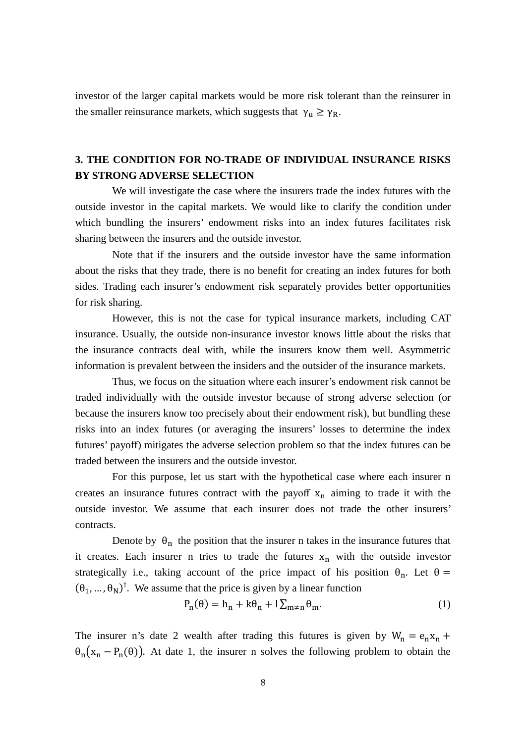investor of the larger capital markets would be more risk tolerant than the reinsurer in the smaller reinsurance markets, which suggests that $\gamma_u \geq \gamma_R$.

## 3. THE CONDITION FOR NO-TRADE OF INDIVIDUAL INSURANCE RISKS BY STRONG ADVERSE SELECTION

We will investigate the case where the insurers trade the index futures with the outside investor in the capital markets. We would like to clarify the condition under which bundling the insurers' endowment risks into an index futures facilitates risk sharing between the insurers and the outside investor.

Note that if the insurers and the outside investor have the same information about the risks that they trade, there is no benefit for creating an index futures for both sides. Trading each insurer's endowment risk separately provides better opportunities for risk sharing.

However, this is not the case for typical insurance markets, including CAT insurance. Usually, the outside non-insurance investor knows little about the risks that the insurance contracts deal with, while the insurers know them well. Asymmetric information is prevalent between the insiders and the outsider of the insurance markets.

Thus, we focus on the situation where each insurer's endowment risk cannot be traded individually with the outside investor because of strong adverse selection (or because the insurers know too precisely about their endowment risk), but bundling these risks into an index futures (or averaging the insurers' losses to determine the index futures' payoff) mitigates the adverse selection problem so that the index futures can be traded between the insurers and the outside investor.

For this purpose, let us start with the hypothetical case where each insurer n creates an insurance futures contract with the payoff $x_n$ aiming to trade it with the outside investor. We assume that each insurer does not trade the other insurers' contracts.

Denote by $\theta_n$ the position that the insurer n takes in the insurance futures that it creates. Each insurer n tries to trade the futures $x_n$ with the outside investor strategically i.e., taking account of the price impact of his position $\theta_n$. Let $\theta = (\theta_1, \ldots, \theta_N)^\intercal$. We assume that the price is given by a linear function

$$P_n(\theta) = h_n + k\theta_n + l\sum_{m \neq n} \theta_m. \tag{1}$$

The insurer n's date 2 wealth after trading this futures is given by $W_n = e_n x_n + \theta_n\big(x_n - P_n(\theta)\big)$. At date 1, the insurer n solves the following problem to obtain the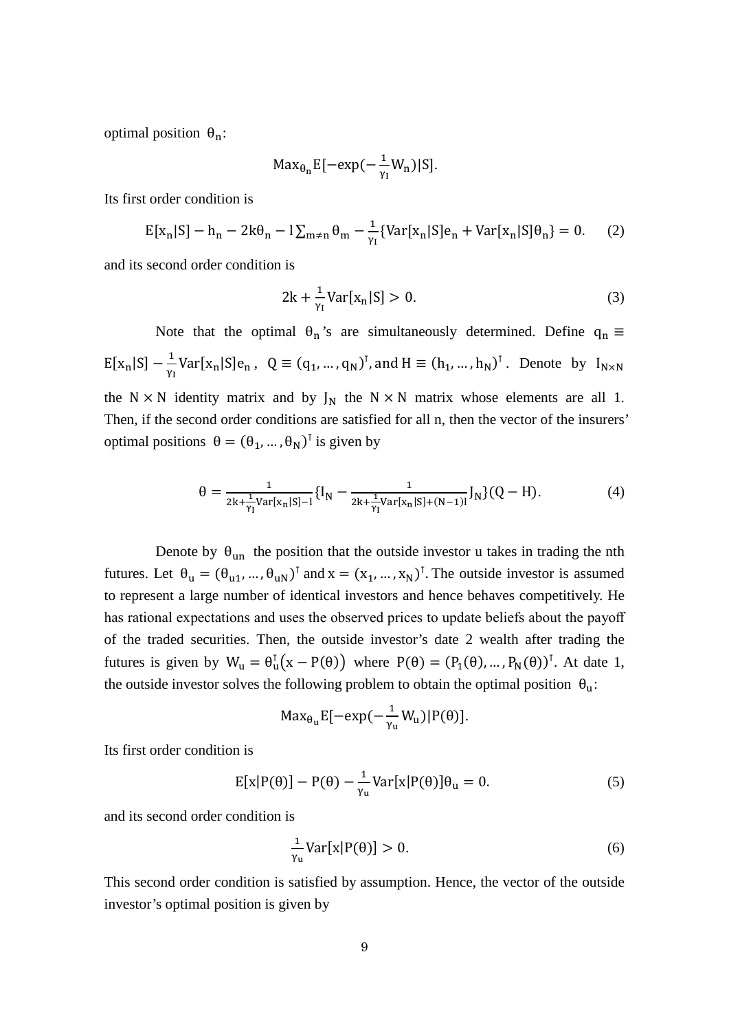optimal position $\theta_n$:

$$\text{Max}_{\theta_n} \text{E}[-\exp(-\tfrac{1}{\gamma_I} W_n)|S].$$

Its first order condition is

$$\text{E}[x_n|S] - h_n - 2k\theta_n - l\sum_{m\neq n}\theta_m - \frac{1}{\gamma_I}\{\text{Var}[x_n|S]e_n + \text{Var}[x_n|S]\theta_n\} = 0. \quad (2)$$

and its second order condition is

$$2k + \frac{1}{\gamma_I}\text{Var}[x_n|S] > 0. \quad (3)$$

Note that the optimal $\theta_n$'s are simultaneously determined. Define $q_n \equiv \text{E}[x_n|S] - \frac{1}{\gamma_I}\text{Var}[x_n|S]e_n$, $Q \equiv (q_1, \dots, q_N)^\intercal$, and $H \equiv (h_1, \dots, h_N)^\intercal$. Denote by $I_{N\times N}$ the $N \times N$ identity matrix and by $J_N$ the $N \times N$ matrix whose elements are all 1. Then, if the second order conditions are satisfied for all n, then the vector of the insurers' optimal positions $\theta = (\theta_1, \dots, \theta_N)^\intercal$ is given by

$$\theta = \frac{1}{2k + \frac{1}{\gamma_I}\text{Var}[x_n|S] - l}\{I_N - \frac{1}{2k + \frac{1}{\gamma_I}\text{Var}[x_n|S] + (N-1)l}J_N\}(Q - H). \quad (4)$$

Denote by $\theta_{un}$ the position that the outside investor u takes in trading the nth futures. Let $\theta_u = (\theta_{u1}, \dots, \theta_{uN})^\intercal$ and $x = (x_1, \dots, x_N)^\intercal$. The outside investor is assumed to represent a large number of identical investors and hence behaves competitively. He has rational expectations and uses the observed prices to update beliefs about the payoff of the traded securities. Then, the outside investor's date 2 wealth after trading the futures is given by $W_u = \theta_u^\intercal(x - P(\theta))$ where $P(\theta) = (P_1(\theta), \dots, P_N(\theta))^\intercal$. At date 1, the outside investor solves the following problem to obtain the optimal position $\theta_u$:

$$\text{Max}_{\theta_u} \text{E}[-\exp(-\tfrac{1}{\gamma_u} W_u)|P(\theta)].$$

Its first order condition is

$$\text{E}[x|P(\theta)] - P(\theta) - \frac{1}{\gamma_u}\text{Var}[x|P(\theta)]\theta_u = 0. \quad (5)$$

and its second order condition is

$$\frac{1}{\gamma_u}\text{Var}[x|P(\theta)] > 0. \quad (6)$$

This second order condition is satisfied by assumption. Hence, the vector of the outside investor's optimal position is given by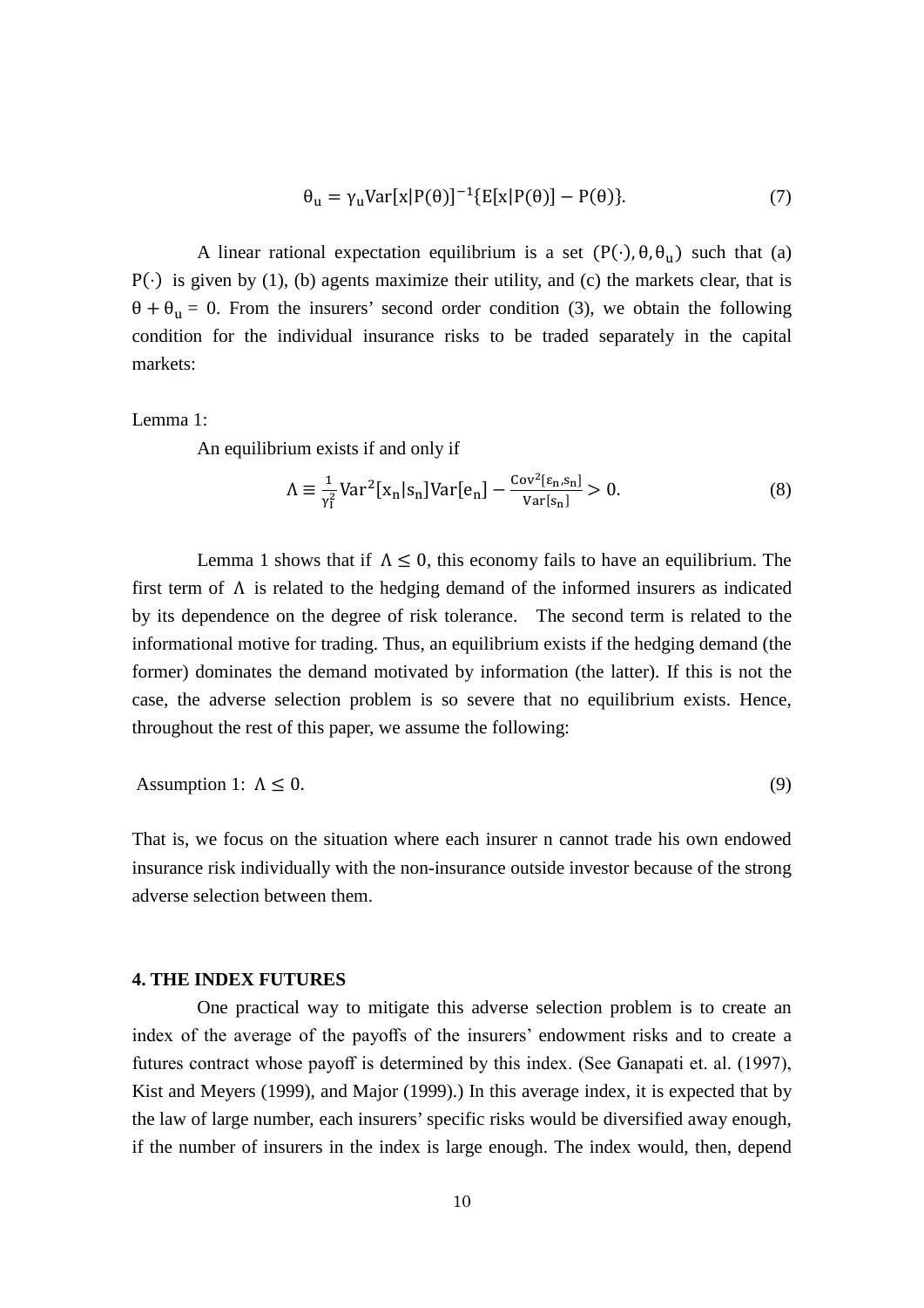$$\theta_u = \gamma_u \mathrm{Var}[x|P(\theta)]^{-1}\{E[x|P(\theta)] - P(\theta)\}. \tag{7}$$

A linear rational expectation equilibrium is a set $(P(\cdot), \theta, \theta_u)$ such that (a) $P(\cdot)$ is given by (1), (b) agents maximize their utility, and (c) the markets clear, that is $\theta + \theta_u = 0$. From the insurers' second order condition (3), we obtain the following condition for the individual insurance risks to be traded separately in the capital markets:

Lemma 1:

An equilibrium exists if and only if

$$\Lambda \equiv \frac{1}{\gamma_I^2}\mathrm{Var}^2[x_n|s_n]\mathrm{Var}[e_n] - \frac{\mathrm{Cov}^2[\varepsilon_n, s_n]}{\mathrm{Var}[s_n]} > 0. \tag{8}$$

Lemma 1 shows that if $\Lambda \leq 0$, this economy fails to have an equilibrium. The first term of $\Lambda$ is related to the hedging demand of the informed insurers as indicated by its dependence on the degree of risk tolerance. The second term is related to the informational motive for trading. Thus, an equilibrium exists if the hedging demand (the former) dominates the demand motivated by information (the latter). If this is not the case, the adverse selection problem is so severe that no equilibrium exists. Hence, throughout the rest of this paper, we assume the following:

Assumption 1: $\Lambda \leq 0$. (9)

That is, we focus on the situation where each insurer n cannot trade his own endowed insurance risk individually with the non-insurance outside investor because of the strong adverse selection between them.

## 4. THE INDEX FUTURES

One practical way to mitigate this adverse selection problem is to create an index of the average of the payoffs of the insurers' endowment risks and to create a futures contract whose payoff is determined by this index. (See Ganapati et. al. (1997), Kist and Meyers (1999), and Major (1999).) In this average index, it is expected that by the law of large number, each insurers' specific risks would be diversified away enough, if the number of insurers in the index is large enough. The index would, then, depend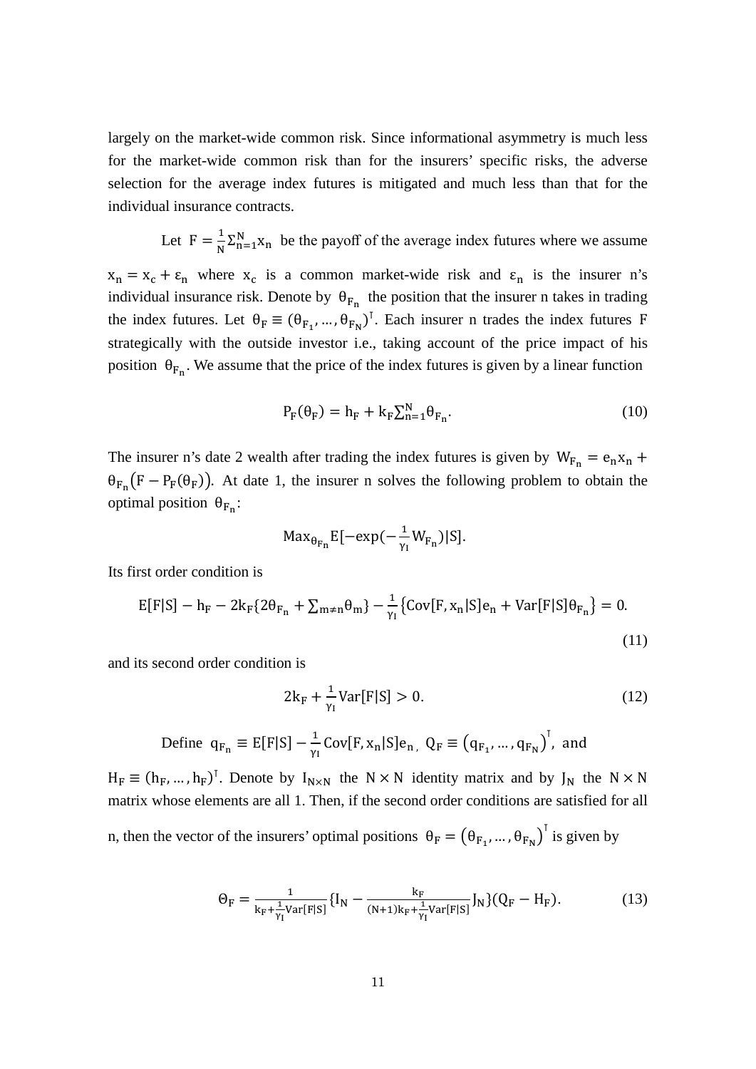largely on the market-wide common risk. Since informational asymmetry is much less for the market-wide common risk than for the insurers' specific risks, the adverse selection for the average index futures is mitigated and much less than that for the individual insurance contracts.

Let $F = \frac{1}{N}\Sigma_{n=1}^{N} x_n$ be the payoff of the average index futures where we assume $x_n = x_c + \varepsilon_n$ where $x_c$ is a common market-wide risk and $\varepsilon_n$ is the insurer n's individual insurance risk. Denote by $\theta_{F_n}$ the position that the insurer n takes in trading the index futures. Let $\theta_F \equiv (\theta_{F_1}, \ldots, \theta_{F_N})^{\intercal}$. Each insurer n trades the index futures F strategically with the outside investor i.e., taking account of the price impact of his position $\theta_{F_n}$. We assume that the price of the index futures is given by a linear function

$$P_F(\theta_F) = h_F + k_F \textstyle\sum_{n=1}^{N} \theta_{F_n}. \tag{10}$$

The insurer n's date 2 wealth after trading the index futures is given by $W_{F_n} = e_n x_n + \theta_{F_n}\big(F - P_F(\theta_F)\big)$. At date 1, the insurer n solves the following problem to obtain the optimal position $\theta_{F_n}$:

$$\text{Max}_{\theta_{F_n}} E[-\exp(-\tfrac{1}{\gamma_I} W_{F_n})|S].$$

Its first order condition is

$$E[F|S] - h_F - 2k_F\{2\theta_{F_n} + \textstyle\sum_{m \neq n} \theta_m\} - \frac{1}{\gamma_I}\big\{\text{Cov}[F, x_n|S] e_n + \text{Var}[F|S]\theta_{F_n}\big\} = 0. \tag{11}$$

and its second order condition is

$$2k_F + \frac{1}{\gamma_I}\text{Var}[F|S] > 0. \tag{12}$$

Define $q_{F_n} \equiv E[F|S] - \frac{1}{\gamma_I}\text{Cov}[F, x_n|S] e_n$, $Q_F \equiv \big(q_{F_1}, \ldots, q_{F_N}\big)^{\intercal}$, and $H_F \equiv (h_F, \ldots, h_F)^{\intercal}$. Denote by $I_{N \times N}$ the $N \times N$ identity matrix and by $J_N$ the $N \times N$ matrix whose elements are all 1. Then, if the second order conditions are satisfied for all n, then the vector of the insurers' optimal positions $\theta_F = \big(\theta_{F_1}, \ldots, \theta_{F_N}\big)^{\intercal}$ is given by

$$\Theta_F = \frac{1}{k_F + \frac{1}{\gamma_I}\text{Var}[F|S]}\{I_N - \frac{k_F}{(N+1)k_F + \frac{1}{\gamma_I}\text{Var}[F|S]} J_N\}(Q_F - H_F). \tag{13}$$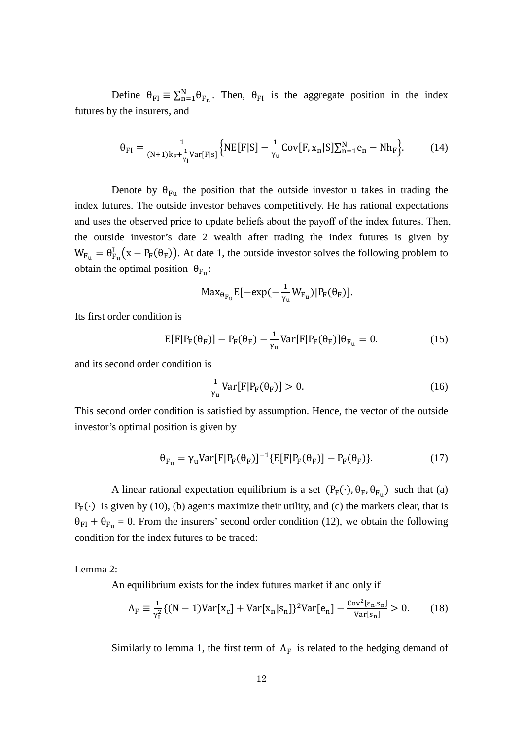Define $\theta_{FI} \equiv \sum_{n=1}^{N} \theta_{F_n}$. Then, $\theta_{FI}$ is the aggregate position in the index futures by the insurers, and

$$\theta_{FI} = \frac{1}{(N+1)k_F + \frac{1}{\gamma_I}\mathrm{Var}[F|s]} \left\{ NE[F|S] - \frac{1}{\gamma_u}\mathrm{Cov}[F, x_n|S] \sum_{n=1}^{N} e_n - Nh_F \right\}. \tag{14}$$

Denote by $\theta_{Fu}$ the position that the outside investor u takes in trading the index futures. The outside investor behaves competitively. He has rational expectations and uses the observed price to update beliefs about the payoff of the index futures. Then, the outside investor's date 2 wealth after trading the index futures is given by $W_{F_u} = \theta_{F_u}^{T}\big(x - P_F(\theta_F)\big)$. At date 1, the outside investor solves the following problem to obtain the optimal position $\theta_{F_u}$:

$$\mathrm{Max}_{\theta_{F_u}} E[-\exp(-\frac{1}{\gamma_u} W_{F_u}) | P_F(\theta_F)].$$

Its first order condition is

$$E[F|P_F(\theta_F)] - P_F(\theta_F) - \frac{1}{\gamma_u}\mathrm{Var}[F|P_F(\theta_F)]\theta_{F_u} = 0. \tag{15}$$

and its second order condition is

$$\frac{1}{\gamma_u}\mathrm{Var}[F|P_F(\theta_F)] > 0. \tag{16}$$

This second order condition is satisfied by assumption. Hence, the vector of the outside investor's optimal position is given by

$$\theta_{F_u} = \gamma_u \mathrm{Var}[F|P_F(\theta_F)]^{-1}\{E[F|P_F(\theta_F)] - P_F(\theta_F)\}. \tag{17}$$

A linear rational expectation equilibrium is a set $(P_F(\cdot), \theta_F, \theta_{F_u})$ such that (a) $P_F(\cdot)$ is given by (10), (b) agents maximize their utility, and (c) the markets clear, that is $\theta_{FI} + \theta_{F_u} = 0$. From the insurers' second order condition (12), we obtain the following condition for the index futures to be traded:

Lemma 2:

An equilibrium exists for the index futures market if and only if

$$\Lambda_F \equiv \frac{1}{\gamma_I^2}\{(N-1)\mathrm{Var}[x_c] + \mathrm{Var}[x_n|s_n]\}^2 \mathrm{Var}[e_n] - \frac{\mathrm{Cov}^2[\varepsilon_n, s_n]}{\mathrm{Var}[s_n]} > 0. \tag{18}$$

Similarly to lemma 1, the first term of $\Lambda_F$ is related to the hedging demand of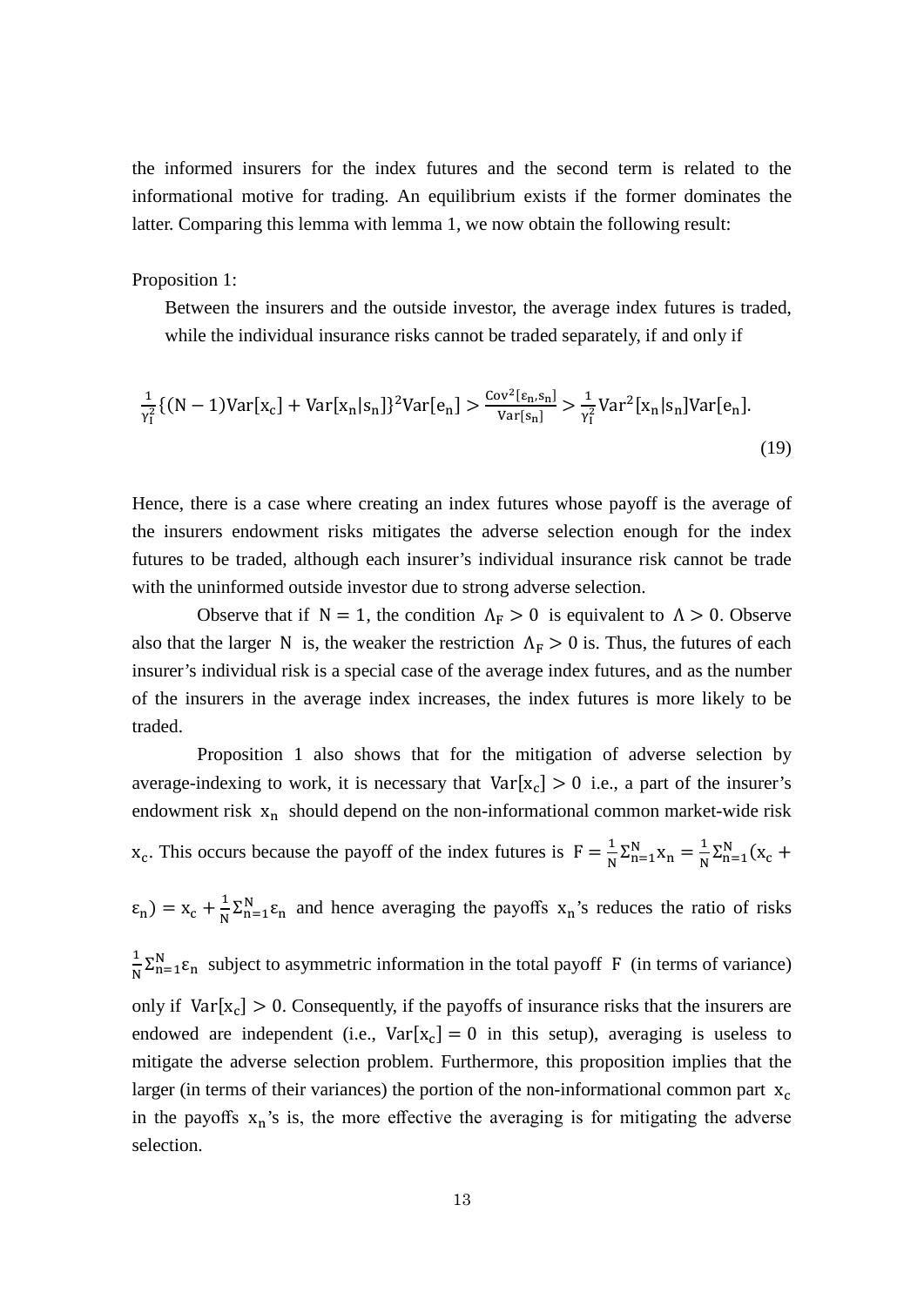the informed insurers for the index futures and the second term is related to the informational motive for trading. An equilibrium exists if the former dominates the latter. Comparing this lemma with lemma 1, we now obtain the following result:

Proposition 1:

> Between the insurers and the outside investor, the average index futures is traded, while the individual insurance risks cannot be traded separately, if and only if

$$\frac{1}{\gamma_I^2}\{(N-1)\mathrm{Var}[x_c]+\mathrm{Var}[x_n|s_n]\}^2\mathrm{Var}[e_n] > \frac{\mathrm{Cov}^2[\varepsilon_n, s_n]}{\mathrm{Var}[s_n]} > \frac{1}{\gamma_I^2}\mathrm{Var}^2[x_n|s_n]\mathrm{Var}[e_n]. \tag{19}$$

Hence, there is a case where creating an index futures whose payoff is the average of the insurers endowment risks mitigates the adverse selection enough for the index futures to be traded, although each insurer's individual insurance risk cannot be trade with the uninformed outside investor due to strong adverse selection.

Observe that if $N = 1$, the condition $\Lambda_F > 0$ is equivalent to $\Lambda > 0$. Observe also that the larger $N$ is, the weaker the restriction $\Lambda_F > 0$ is. Thus, the futures of each insurer's individual risk is a special case of the average index futures, and as the number of the insurers in the average index increases, the index futures is more likely to be traded.

Proposition 1 also shows that for the mitigation of adverse selection by average-indexing to work, it is necessary that $\mathrm{Var}[x_c] > 0$ i.e., a part of the insurer's endowment risk $x_n$ should depend on the non-informational common market-wide risk $x_c$. This occurs because the payoff of the index futures is $F = \frac{1}{N}\Sigma_{n=1}^{N} x_n = \frac{1}{N}\Sigma_{n=1}^{N}(x_c + \varepsilon_n) = x_c + \frac{1}{N}\Sigma_{n=1}^{N}\varepsilon_n$ and hence averaging the payoffs $x_n$'s reduces the ratio of risks $\frac{1}{N}\Sigma_{n=1}^{N}\varepsilon_n$ subject to asymmetric information in the total payoff $F$ (in terms of variance) only if $\mathrm{Var}[x_c] > 0$. Consequently, if the payoffs of insurance risks that the insurers are endowed are independent (i.e., $\mathrm{Var}[x_c] = 0$ in this setup), averaging is useless to mitigate the adverse selection problem. Furthermore, this proposition implies that the larger (in terms of their variances) the portion of the non-informational common part $x_c$ in the payoffs $x_n$'s is, the more effective the averaging is for mitigating the adverse selection.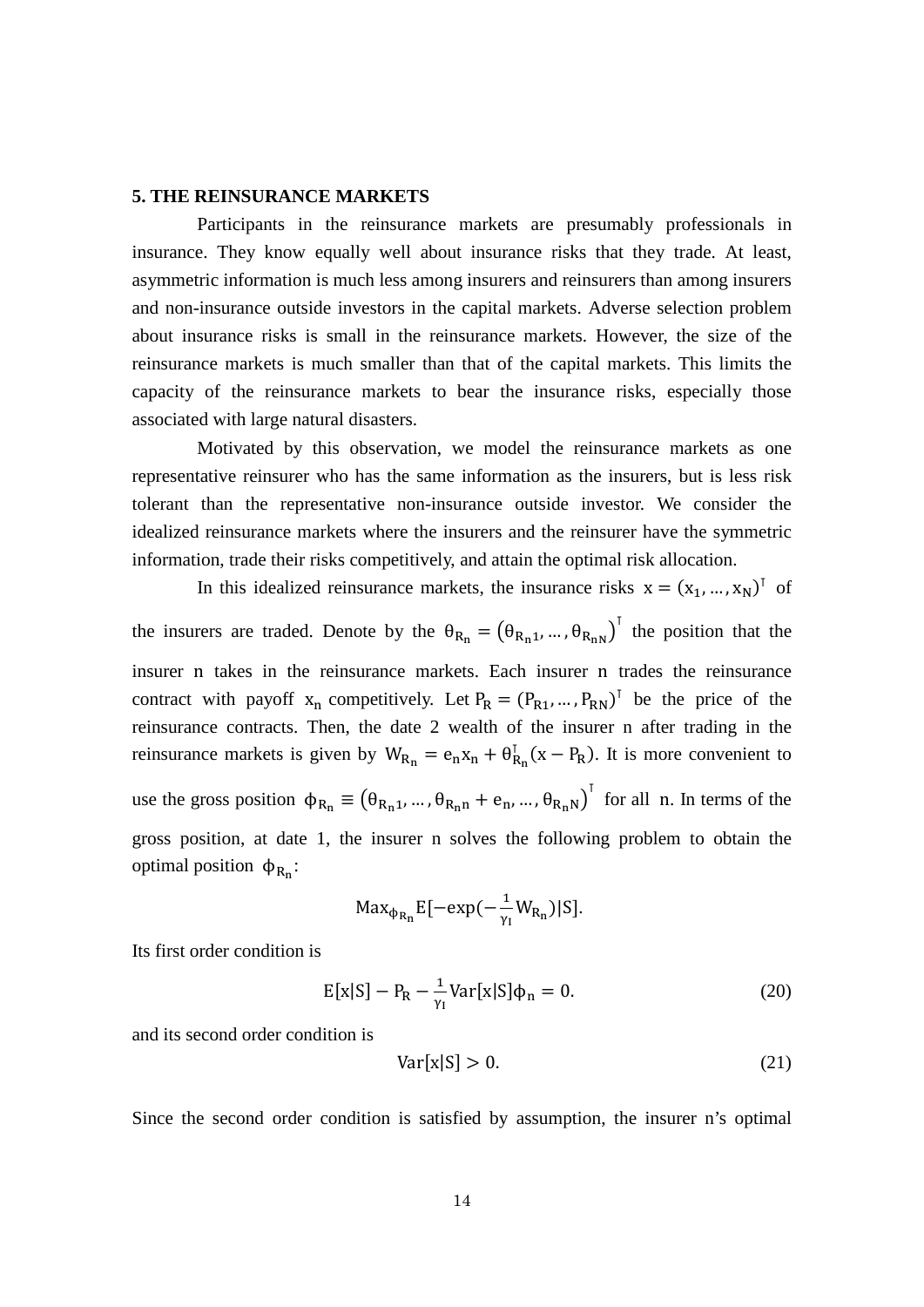## 5. THE REINSURANCE MARKETS

Participants in the reinsurance markets are presumably professionals in insurance. They know equally well about insurance risks that they trade. At least, asymmetric information is much less among insurers and reinsurers than among insurers and non-insurance outside investors in the capital markets. Adverse selection problem about insurance risks is small in the reinsurance markets. However, the size of the reinsurance markets is much smaller than that of the capital markets. This limits the capacity of the reinsurance markets to bear the insurance risks, especially those associated with large natural disasters.

Motivated by this observation, we model the reinsurance markets as one representative reinsurer who has the same information as the insurers, but is less risk tolerant than the representative non-insurance outside investor. We consider the idealized reinsurance markets where the insurers and the reinsurer have the symmetric information, trade their risks competitively, and attain the optimal risk allocation.

In this idealized reinsurance markets, the insurance risks $x = (x_1, \dots, x_N)^\intercal$ of the insurers are traded. Denote by the $\theta_{R_n} = (\theta_{R_n 1}, \dots, \theta_{R_n N})^\intercal$ the position that the insurer n takes in the reinsurance markets. Each insurer n trades the reinsurance contract with payoff $x_n$ competitively. Let $P_R = (P_{R1}, \dots, P_{RN})^\intercal$ be the price of the reinsurance contracts. Then, the date 2 wealth of the insurer n after trading in the reinsurance markets is given by $W_{R_n} = e_n x_n + \theta_{R_n}^\intercal (x - P_R)$. It is more convenient to use the gross position $\phi_{R_n} \equiv (\theta_{R_n 1}, \dots, \theta_{R_n n} + e_n, \dots, \theta_{R_n N})^\intercal$ for all n. In terms of the gross position, at date 1, the insurer n solves the following problem to obtain the optimal position $\phi_{R_n}$:

$$\mathrm{Max}_{\phi_{R_n}} E[-\exp(-\tfrac{1}{\gamma_I} W_{R_n})|S].$$

Its first order condition is

$$E[x|S] - P_R - \frac{1}{\gamma_I} \mathrm{Var}[x|S]\phi_n = 0. \tag{20}$$

and its second order condition is

$$\mathrm{Var}[x|S] > 0. \tag{21}$$

Since the second order condition is satisfied by assumption, the insurer n's optimal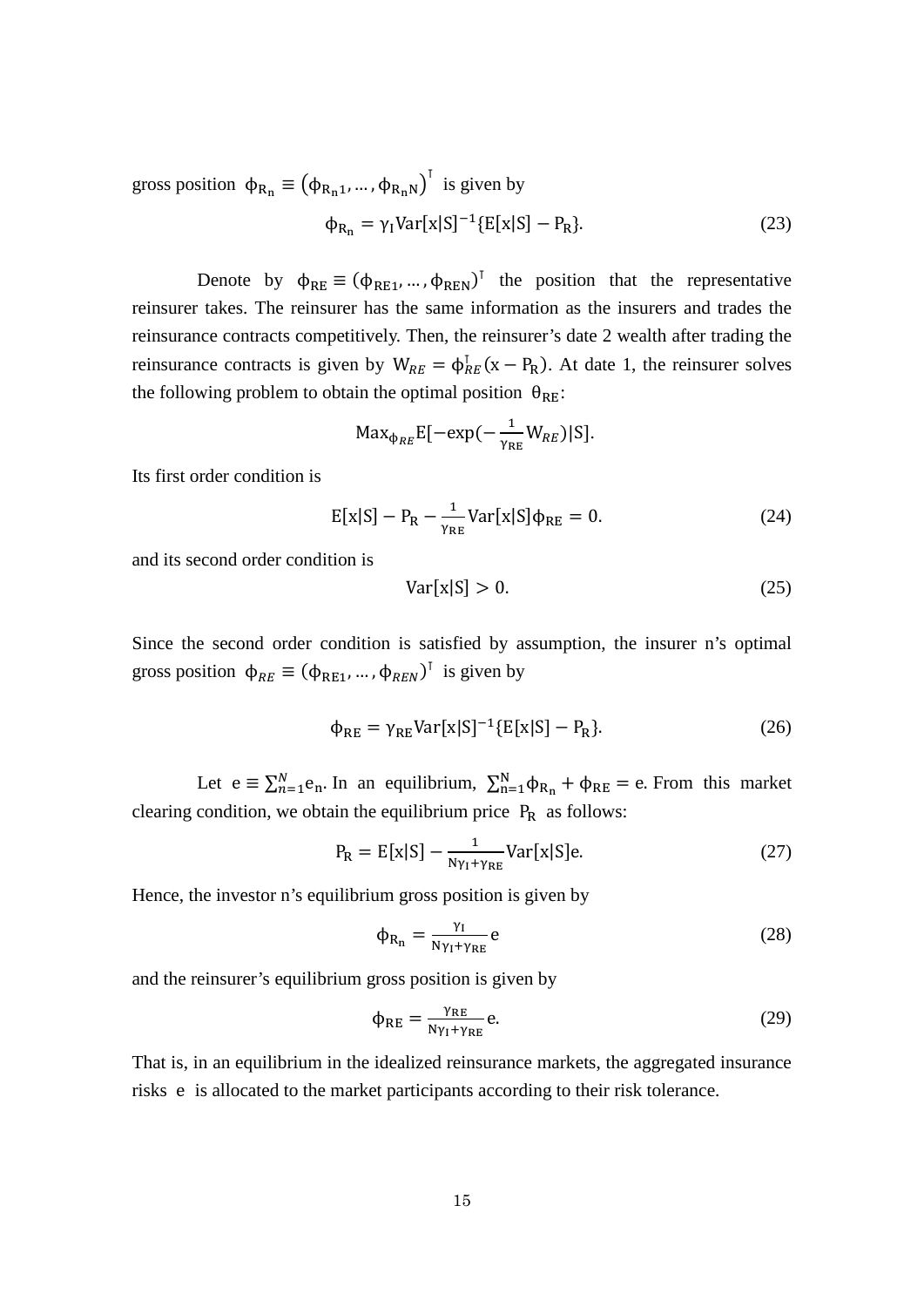gross position $\phi_{R_n} \equiv (\phi_{R_n 1}, \ldots, \phi_{R_n N})^\intercal$ is given by

$$\phi_{R_n} = \gamma_I \mathrm{Var}[x|S]^{-1}\{E[x|S] - P_R\}. \tag{23}$$

Denote by $\phi_{RE} \equiv (\phi_{RE1}, \ldots, \phi_{REN})^\intercal$ the position that the representative reinsurer takes. The reinsurer has the same information as the insurers and trades the reinsurance contracts competitively. Then, the reinsurer's date 2 wealth after trading the reinsurance contracts is given by $W_{RE} = \phi_{RE}^\intercal (x - P_R)$. At date 1, the reinsurer solves the following problem to obtain the optimal position $\theta_{RE}$:

$$\mathrm{Max}_{\phi_{RE}} E[-\exp(-\tfrac{1}{\gamma_{RE}} W_{RE})|S].$$

Its first order condition is

$$E[x|S] - P_R - \frac{1}{\gamma_{RE}} \mathrm{Var}[x|S]\phi_{RE} = 0. \tag{24}$$

and its second order condition is

$$\mathrm{Var}[x|S] > 0. \tag{25}$$

Since the second order condition is satisfied by assumption, the insurer n's optimal gross position $\phi_{RE} \equiv (\phi_{RE1}, \ldots, \phi_{REN})^\intercal$ is given by

$$\phi_{RE} = \gamma_{RE} \mathrm{Var}[x|S]^{-1}\{E[x|S] - P_R\}. \tag{26}$$

Let $e \equiv \sum_{n=1}^{N} e_n$. In an equilibrium, $\sum_{n=1}^{N} \phi_{R_n} + \phi_{RE} = e$. From this market clearing condition, we obtain the equilibrium price $P_R$ as follows:

$$P_R = E[x|S] - \frac{1}{N\gamma_I + \gamma_{RE}} \mathrm{Var}[x|S]e. \tag{27}$$

Hence, the investor n's equilibrium gross position is given by

$$\phi_{R_n} = \frac{\gamma_I}{N\gamma_I + \gamma_{RE}} e \tag{28}$$

and the reinsurer's equilibrium gross position is given by

$$\phi_{RE} = \frac{\gamma_{RE}}{N\gamma_I + \gamma_{RE}} e. \tag{29}$$

That is, in an equilibrium in the idealized reinsurance markets, the aggregated insurance risks $e$ is allocated to the market participants according to their risk tolerance.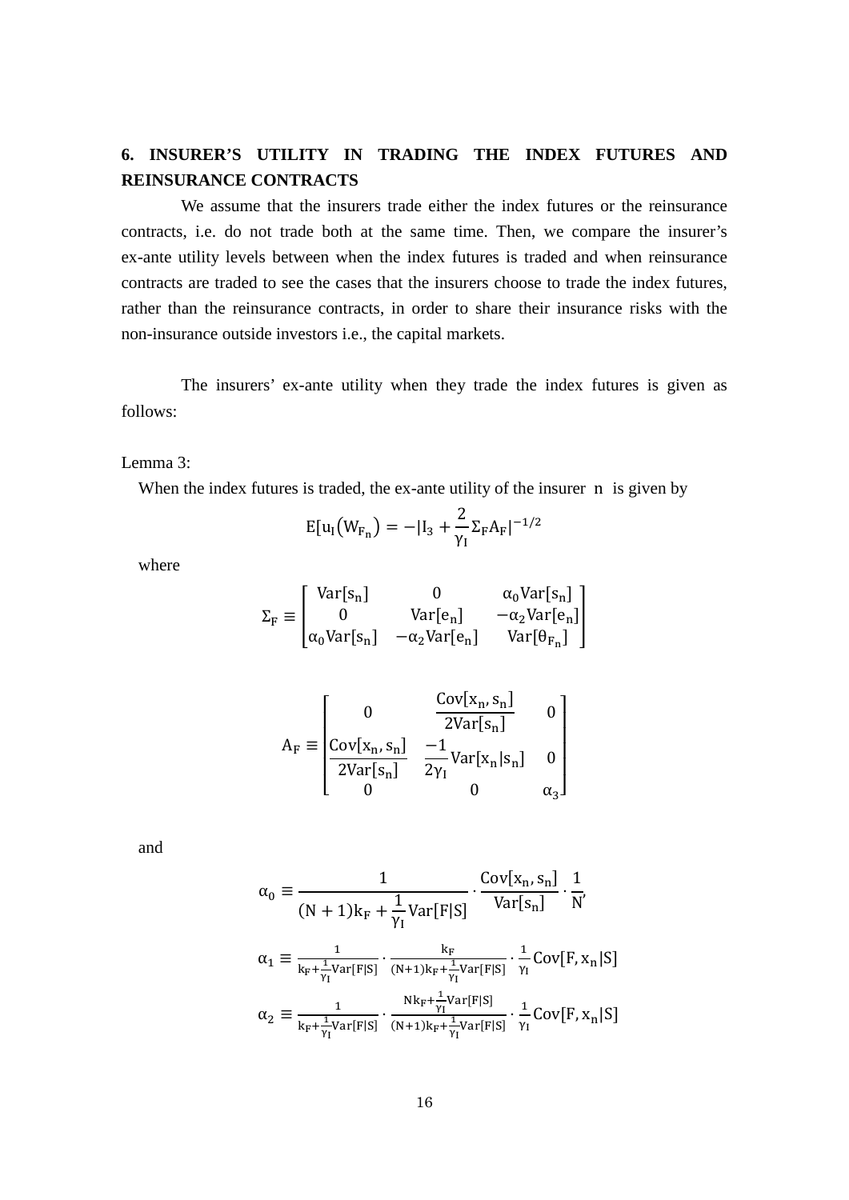## 6. INSURER'S UTILITY IN TRADING THE INDEX FUTURES AND REINSURANCE CONTRACTS

We assume that the insurers trade either the index futures or the reinsurance contracts, i.e. do not trade both at the same time. Then, we compare the insurer's ex-ante utility levels between when the index futures is traded and when reinsurance contracts are traded to see the cases that the insurers choose to trade the index futures, rather than the reinsurance contracts, in order to share their insurance risks with the non-insurance outside investors i.e., the capital markets.

The insurers' ex-ante utility when they trade the index futures is given as follows:

Lemma 3:

When the index futures is traded, the ex-ante utility of the insurer $n$ is given by

$$E[u_I(W_{F_n}) = -|I_3 + \frac{2}{\gamma_I}\Sigma_F A_F|^{-1/2}$$

where

$$\Sigma_F \equiv \begin{bmatrix} Var[s_n] & 0 & \alpha_0 Var[s_n] \\ 0 & Var[e_n] & -\alpha_2 Var[e_n] \\ \alpha_0 Var[s_n] & -\alpha_2 Var[e_n] & Var[\theta_{F_n}] \end{bmatrix}$$

$$A_F \equiv \begin{bmatrix} 0 & \dfrac{Cov[x_n, s_n]}{2Var[s_n]} & 0 \\ \dfrac{Cov[x_n, s_n]}{2Var[s_n]} & \dfrac{-1}{2\gamma_I} Var[x_n|s_n] & 0 \\ 0 & 0 & \alpha_3 \end{bmatrix}$$

and

$$\alpha_0 \equiv \frac{1}{(N+1)k_F + \frac{1}{\gamma_I}Var[F|S]} \cdot \frac{Cov[x_n, s_n]}{Var[s_n]} \cdot \frac{1}{N},$$

$$\alpha_1 \equiv \frac{1}{k_F + \frac{1}{\gamma_I}Var[F|S]} \cdot \frac{k_F}{(N+1)k_F + \frac{1}{\gamma_I}Var[F|S]} \cdot \frac{1}{\gamma_I} Cov[F, x_n|S]$$

$$\alpha_2 \equiv \frac{1}{k_F + \frac{1}{\gamma_I}Var[F|S]} \cdot \frac{Nk_F + \frac{1}{\gamma_I}Var[F|S]}{(N+1)k_F + \frac{1}{\gamma_I}Var[F|S]} \cdot \frac{1}{\gamma_I} Cov[F, x_n|S]$$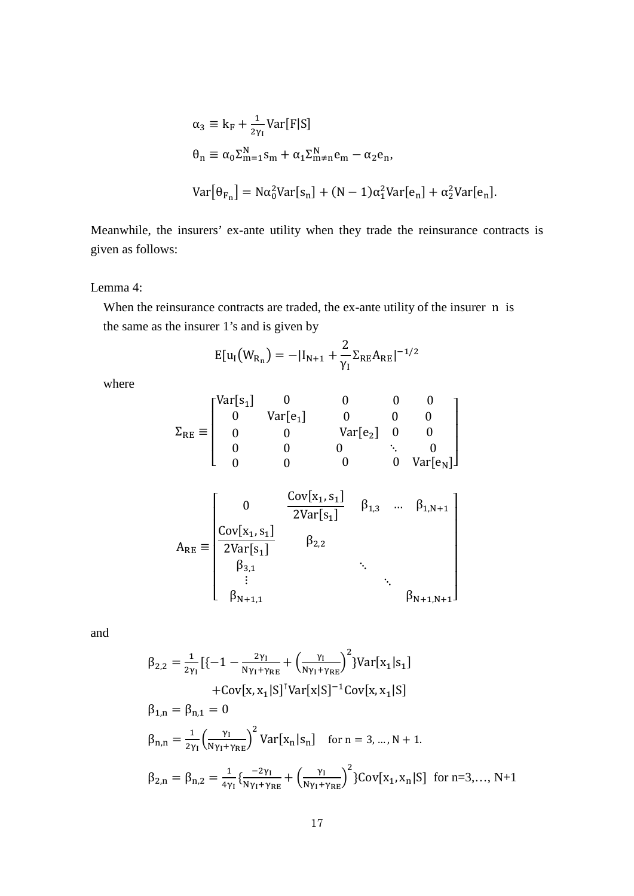$$\alpha_3 \equiv k_F + \frac{1}{2\gamma_I}\mathrm{Var}[F|S]$$

$$\theta_n \equiv \alpha_0 \Sigma_{m=1}^{N} s_m + \alpha_1 \Sigma_{m \neq n}^{N} e_m - \alpha_2 e_n,$$

$$\mathrm{Var}\left[\theta_{F_n}\right] = N\alpha_0^2 \mathrm{Var}[s_n] + (N-1)\alpha_1^2 \mathrm{Var}[e_n] + \alpha_2^2 \mathrm{Var}[e_n].$$

Meanwhile, the insurers' ex-ante utility when they trade the reinsurance contracts is given as follows:

Lemma 4:

When the reinsurance contracts are traded, the ex-ante utility of the insurer $n$ is the same as the insurer 1's and is given by

$$E[u_I(W_{R_n}) = -|I_{N+1} + \frac{2}{\gamma_I}\Sigma_{RE}A_{RE}|^{-1/2}$$

where

$$\Sigma_{RE} \equiv \begin{bmatrix} \mathrm{Var}[s_1] & 0 & 0 & 0 & 0 \\ 0 & \mathrm{Var}[e_1] & 0 & 0 & 0 \\ 0 & 0 & \mathrm{Var}[e_2] & 0 & 0 \\ 0 & 0 & 0 & \ddots & 0 \\ 0 & 0 & 0 & 0 & \mathrm{Var}[e_N] \end{bmatrix}$$

$$A_{RE} \equiv \begin{bmatrix} 0 & \dfrac{\mathrm{Cov}[x_1, s_1]}{2\mathrm{Var}[s_1]} & \beta_{1,3} & \dots & \beta_{1,N+1} \\ \dfrac{\mathrm{Cov}[x_1, s_1]}{2\mathrm{Var}[s_1]} & \beta_{2,2} & & & \\ \beta_{3,1} & & \ddots & & \\ \vdots & & & \ddots & \\ \beta_{N+1,1} & & & & \beta_{N+1,N+1} \end{bmatrix}$$

and

$$\beta_{2,2} = \frac{1}{2\gamma_I}[\{-1 - \frac{2\gamma_I}{N\gamma_I + \gamma_{RE}} + \left(\frac{\gamma_I}{N\gamma_I + \gamma_{RE}}\right)^2\}\mathrm{Var}[x_1|s_1]$$
$$+ \mathrm{Cov}[x, x_1|S]^{\intercal}\mathrm{Var}[x|S]^{-1}\mathrm{Cov}[x, x_1|S]$$

$$\beta_{1,n} = \beta_{n,1} = 0$$

$$\beta_{n,n} = \frac{1}{2\gamma_I}\left(\frac{\gamma_I}{N\gamma_I + \gamma_{RE}}\right)^2 \mathrm{Var}[x_n|s_n] \quad \text{for } n = 3, \dots, N+1.$$

$$\beta_{2,n} = \beta_{n,2} = \frac{1}{4\gamma_I}\{\frac{-2\gamma_I}{N\gamma_I + \gamma_{RE}} + \left(\frac{\gamma_I}{N\gamma_I + \gamma_{RE}}\right)^2\}\mathrm{Cov}[x_1, x_n|S] \quad \text{for } n=3,\dots, N+1$$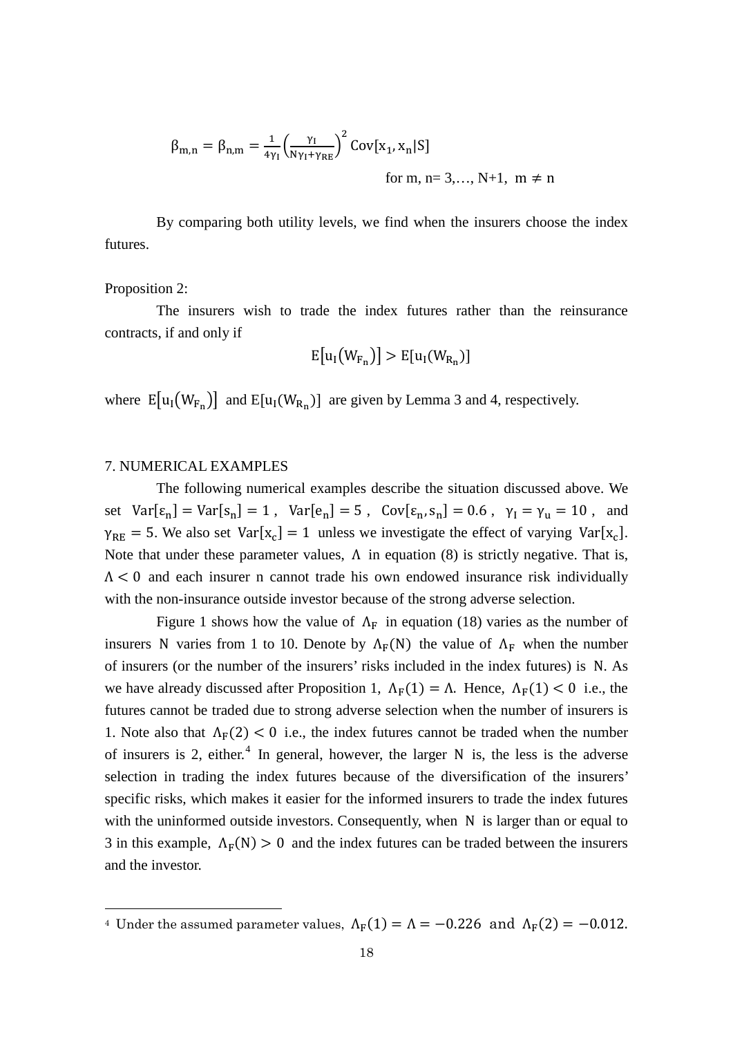$$\beta_{m,n} = \beta_{n,m} = \frac{1}{4\gamma_I}\left(\frac{\gamma_I}{N\gamma_I + \gamma_{RE}}\right)^2 \mathrm{Cov}[x_1, x_n|S]$$

for m, n= 3,…, N+1, $m \neq n$

By comparing both utility levels, we find when the insurers choose the index futures.

Proposition 2:

The insurers wish to trade the index futures rather than the reinsurance contracts, if and only if

$$E\left[u_I\left(W_{F_n}\right)\right] > E[u_I(W_{R_n})]$$

where $E\left[u_I\left(W_{F_n}\right)\right]$ and $E[u_I(W_{R_n})]$ are given by Lemma 3 and 4, respectively.

## 7. NUMERICAL EXAMPLES

The following numerical examples describe the situation discussed above. We set $\mathrm{Var}[\varepsilon_n] = \mathrm{Var}[s_n] = 1$, $\mathrm{Var}[e_n] = 5$, $\mathrm{Cov}[\varepsilon_n, s_n] = 0.6$, $\gamma_I = \gamma_u = 10$, and $\gamma_{RE} = 5$. We also set $\mathrm{Var}[x_c] = 1$ unless we investigate the effect of varying $\mathrm{Var}[x_c]$. Note that under these parameter values, $\Lambda$ in equation (8) is strictly negative. That is, $\Lambda < 0$ and each insurer n cannot trade his own endowed insurance risk individually with the non-insurance outside investor because of the strong adverse selection.

Figure 1 shows how the value of $\Lambda_F$ in equation (18) varies as the number of insurers N varies from 1 to 10. Denote by $\Lambda_F(N)$ the value of $\Lambda_F$ when the number of insurers (or the number of the insurers' risks included in the index futures) is N. As we have already discussed after Proposition 1, $\Lambda_F(1) = \Lambda$. Hence, $\Lambda_F(1) < 0$ i.e., the futures cannot be traded due to strong adverse selection when the number of insurers is 1. Note also that $\Lambda_F(2) < 0$ i.e., the index futures cannot be traded when the number of insurers is 2, either.[4] In general, however, the larger N is, the less is the adverse selection in trading the index futures because of the diversification of the insurers' specific risks, which makes it easier for the informed insurers to trade the index futures with the uninformed outside investors. Consequently, when N is larger than or equal to 3 in this example, $\Lambda_F(N) > 0$ and the index futures can be traded between the insurers and the investor.

[4] Under the assumed parameter values, $\Lambda_F(1) = \Lambda = -0.226$ and $\Lambda_F(2) = -0.012$.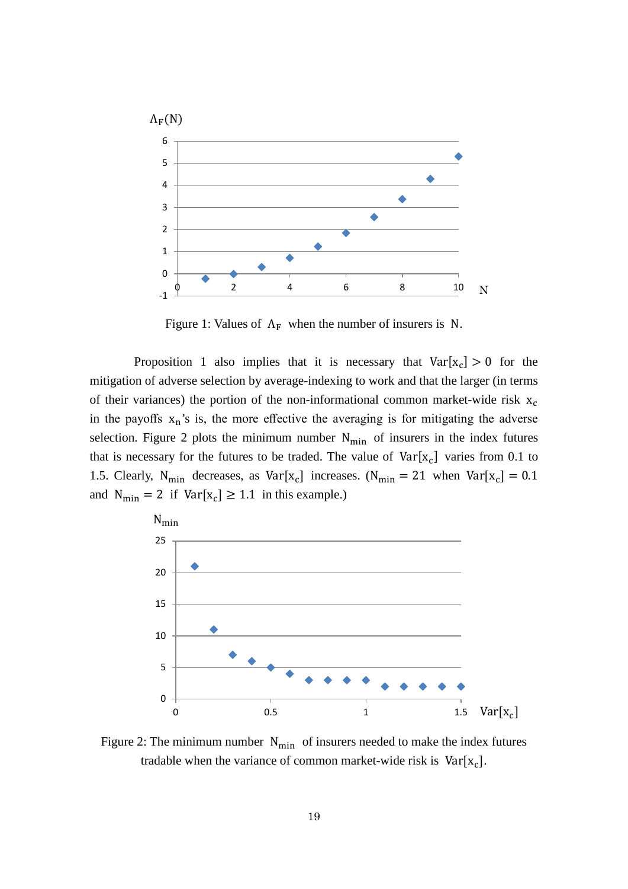Figure 1: Values of $\Lambda_F$ when the number of insurers is $N$.

Proposition 1 also implies that it is necessary that $\mathrm{Var}[x_c] > 0$ for the mitigation of adverse selection by average-indexing to work and that the larger (in terms of their variances) the portion of the non-informational common market-wide risk $x_c$ in the payoffs $x_n$'s is, the more effective the averaging is for mitigating the adverse selection. Figure 2 plots the minimum number $N_{min}$ of insurers in the index futures that is necessary for the futures to be traded. The value of $\mathrm{Var}[x_c]$ varies from 0.1 to 1.5. Clearly, $N_{min}$ decreases, as $\mathrm{Var}[x_c]$ increases. ($N_{min} = 21$ when $\mathrm{Var}[x_c] = 0.1$ and $N_{min} = 2$ if $\mathrm{Var}[x_c] \geq 1.1$ in this example.)

Figure 2: The minimum number $N_{min}$ of insurers needed to make the index futures tradable when the variance of common market-wide risk is $\mathrm{Var}[x_c]$.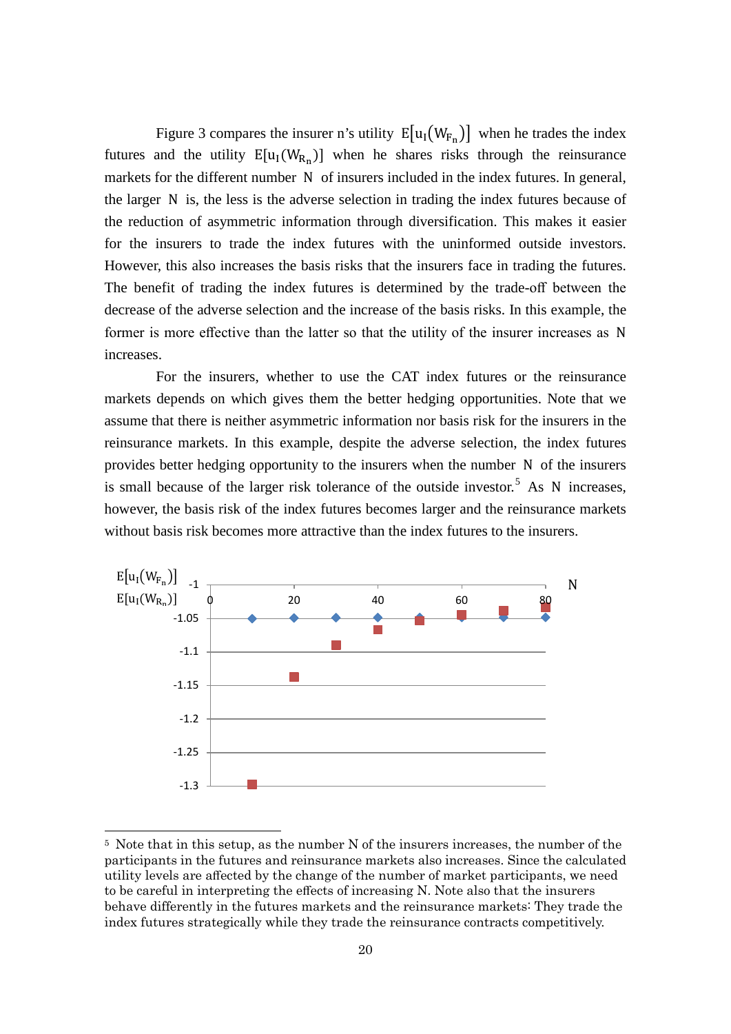Figure 3 compares the insurer n's utility $E[u_I(W_{F_n})]$ when he trades the index futures and the utility $E[u_I(W_{R_n})]$ when he shares risks through the reinsurance markets for the different number $N$ of insurers included in the index futures. In general, the larger $N$ is, the less is the adverse selection in trading the index futures because of the reduction of asymmetric information through diversification. This makes it easier for the insurers to trade the index futures with the uninformed outside investors. However, this also increases the basis risks that the insurers face in trading the futures. The benefit of trading the index futures is determined by the trade-off between the decrease of the adverse selection and the increase of the basis risks. In this example, the former is more effective than the latter so that the utility of the insurer increases as $N$ increases.

For the insurers, whether to use the CAT index futures or the reinsurance markets depends on which gives them the better hedging opportunities. Note that we assume that there is neither asymmetric information nor basis risk for the insurers in the reinsurance markets. In this example, despite the adverse selection, the index futures provides better hedging opportunity to the insurers when the number $N$ of the insurers is small because of the larger risk tolerance of the outside investor.[5] As $N$ increases, however, the basis risk of the index futures becomes larger and the reinsurance markets without basis risk becomes more attractive than the index futures to the insurers.

[5] Note that in this setup, as the number N of the insurers increases, the number of the participants in the futures and reinsurance markets also increases. Since the calculated utility levels are affected by the change of the number of market participants, we need to be careful in interpreting the effects of increasing N. Note also that the insurers behave differently in the futures markets and the reinsurance markets: They trade the index futures strategically while they trade the reinsurance contracts competitively.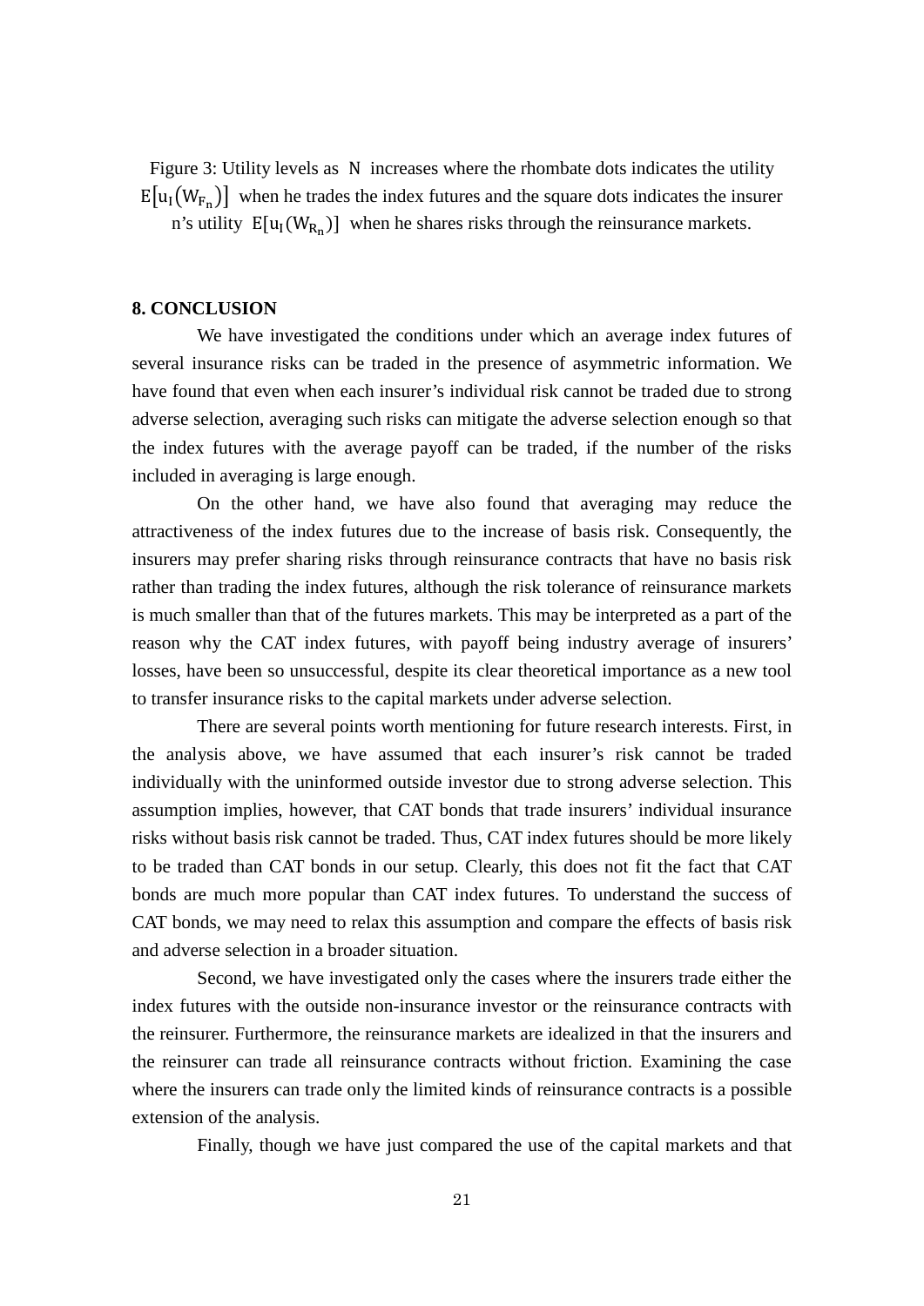Figure 3: Utility levels as $N$ increases where the rhombate dots indicates the utility $E[u_I(W_{F_n})]$ when he trades the index futures and the square dots indicates the insurer n's utility $E[u_I(W_{R_n})]$ when he shares risks through the reinsurance markets.

## 8. CONCLUSION

We have investigated the conditions under which an average index futures of several insurance risks can be traded in the presence of asymmetric information. We have found that even when each insurer's individual risk cannot be traded due to strong adverse selection, averaging such risks can mitigate the adverse selection enough so that the index futures with the average payoff can be traded, if the number of the risks included in averaging is large enough.

On the other hand, we have also found that averaging may reduce the attractiveness of the index futures due to the increase of basis risk. Consequently, the insurers may prefer sharing risks through reinsurance contracts that have no basis risk rather than trading the index futures, although the risk tolerance of reinsurance markets is much smaller than that of the futures markets. This may be interpreted as a part of the reason why the CAT index futures, with payoff being industry average of insurers' losses, have been so unsuccessful, despite its clear theoretical importance as a new tool to transfer insurance risks to the capital markets under adverse selection.

There are several points worth mentioning for future research interests. First, in the analysis above, we have assumed that each insurer's risk cannot be traded individually with the uninformed outside investor due to strong adverse selection. This assumption implies, however, that CAT bonds that trade insurers' individual insurance risks without basis risk cannot be traded. Thus, CAT index futures should be more likely to be traded than CAT bonds in our setup. Clearly, this does not fit the fact that CAT bonds are much more popular than CAT index futures. To understand the success of CAT bonds, we may need to relax this assumption and compare the effects of basis risk and adverse selection in a broader situation.

Second, we have investigated only the cases where the insurers trade either the index futures with the outside non-insurance investor or the reinsurance contracts with the reinsurer. Furthermore, the reinsurance markets are idealized in that the insurers and the reinsurer can trade all reinsurance contracts without friction. Examining the case where the insurers can trade only the limited kinds of reinsurance contracts is a possible extension of the analysis.

Finally, though we have just compared the use of the capital markets and that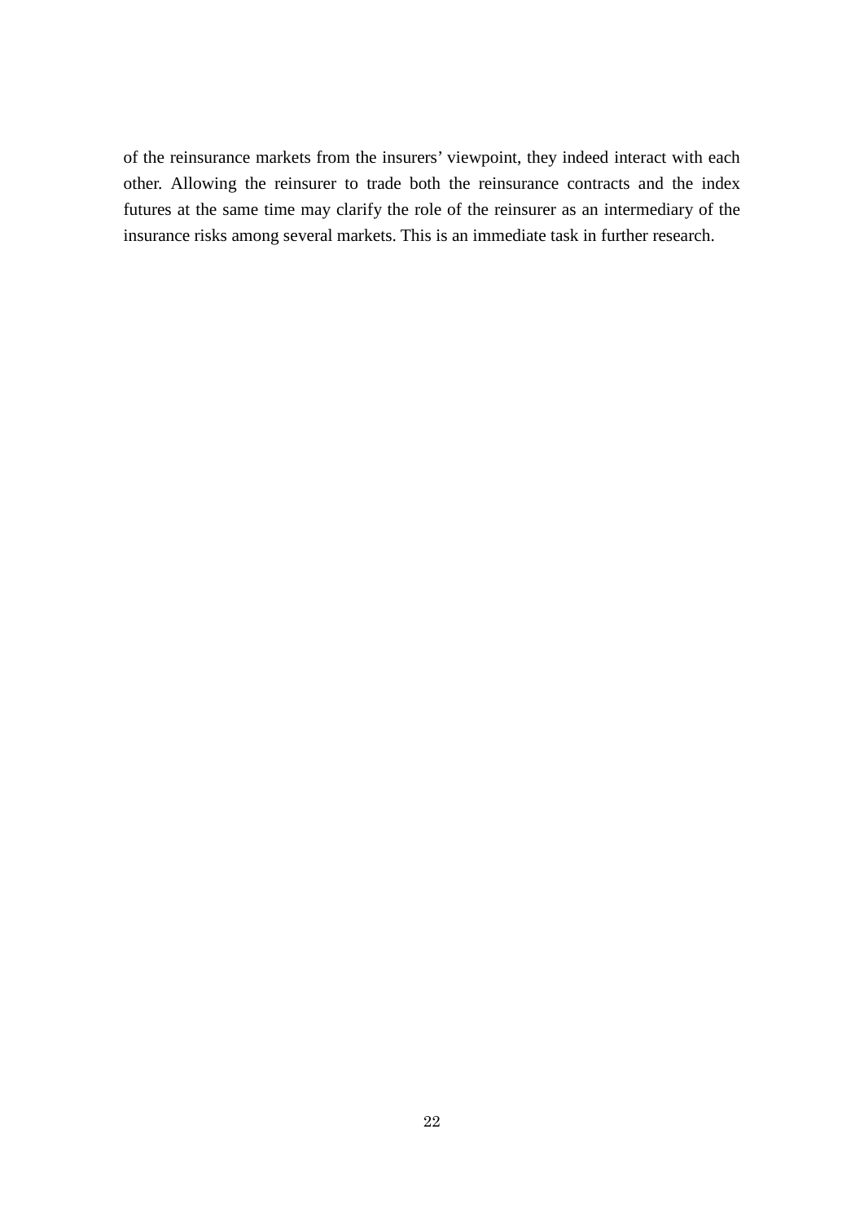of the reinsurance markets from the insurers' viewpoint, they indeed interact with each other. Allowing the reinsurer to trade both the reinsurance contracts and the index futures at the same time may clarify the role of the reinsurer as an intermediary of the insurance risks among several markets. This is an immediate task in further research.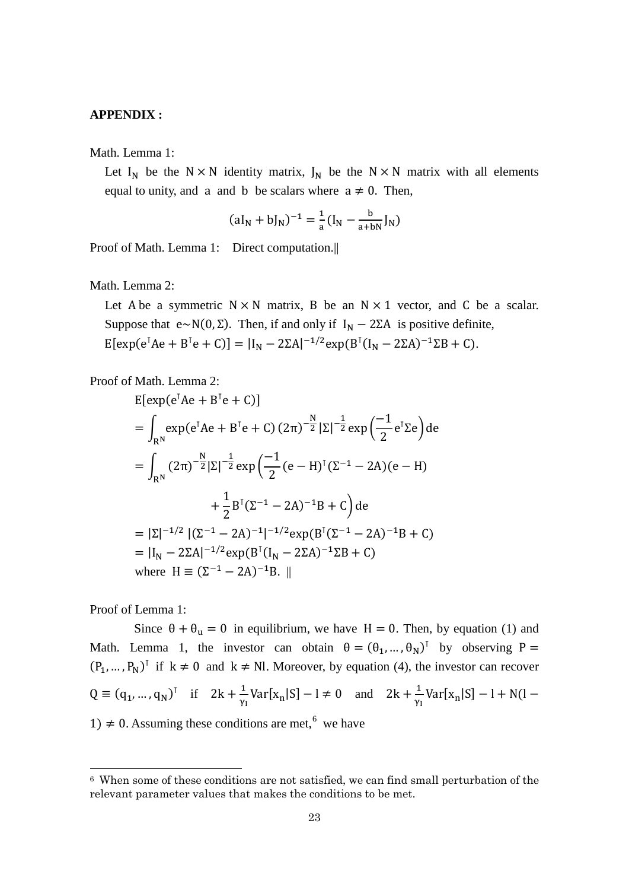**APPENDIX :**

Math. Lemma 1:

Let $I_N$ be the $N \times N$ identity matrix, $J_N$ be the $N \times N$ matrix with all elements equal to unity, and $a$ and $b$ be scalars where $a \neq 0$. Then,

$$(aI_N + bJ_N)^{-1} = \frac{1}{a}\left(I_N - \frac{b}{a+bN}J_N\right)$$

Proof of Math. Lemma 1: Direct computation.||

Math. Lemma 2:

Let $A$ be a symmetric $N \times N$ matrix, $B$ be an $N \times 1$ vector, and $C$ be a scalar. Suppose that $e \sim N(0, \Sigma)$. Then, if and only if $I_N - 2\Sigma A$ is positive definite, $E[\exp(e^\intercal Ae + B^\intercal e + C)] = |I_N - 2\Sigma A|^{-1/2}\exp(B^\intercal(I_N - 2\Sigma A)^{-1}\Sigma B + C)$.

Proof of Math. Lemma 2:

$$\begin{aligned}
&E[\exp(e^\intercal Ae + B^\intercal e + C)] \\
&= \int_{R^N} \exp(e^\intercal Ae + B^\intercal e + C)\,(2\pi)^{-\frac{N}{2}}|\Sigma|^{-\frac{1}{2}}\exp\left(\frac{-1}{2}e^\intercal \Sigma e\right)de \\
&= \int_{R^N} (2\pi)^{-\frac{N}{2}}|\Sigma|^{-\frac{1}{2}}\exp\left(\frac{-1}{2}(e-H)^\intercal(\Sigma^{-1} - 2A)(e-H) \right. \\
&\qquad\qquad \left. + \frac{1}{2}B^\intercal(\Sigma^{-1} - 2A)^{-1}B + C\right)de \\
&= |\Sigma|^{-1/2}\,|(\Sigma^{-1} - 2A)^{-1}|^{-1/2}\exp(B^\intercal(\Sigma^{-1} - 2A)^{-1}B + C) \\
&= |I_N - 2\Sigma A|^{-1/2}\exp(B^\intercal(I_N - 2\Sigma A)^{-1}\Sigma B + C)
\end{aligned}$$

where $H \equiv (\Sigma^{-1} - 2A)^{-1}B$. ||

Proof of Lemma 1:

Since $\theta + \theta_u = 0$ in equilibrium, we have $H = 0$. Then, by equation (1) and Math. Lemma 1, the investor can obtain $\theta = (\theta_1, \ldots, \theta_N)^\intercal$ by observing $P = (P_1, \ldots, P_N)^\intercal$ if $k \neq 0$ and $k \neq Nl$. Moreover, by equation (4), the investor can recover $Q \equiv (q_1, \ldots, q_N)^\intercal$ if $2k + \frac{1}{\gamma_I}\mathrm{Var}[x_n|S] - l \neq 0$ and $2k + \frac{1}{\gamma_I}\mathrm{Var}[x_n|S] - l + N(l-1) \neq 0$. Assuming these conditions are met,[6] we have

[6] When some of these conditions are not satisfied, we can find small perturbation of the relevant parameter values that makes the conditions to be met.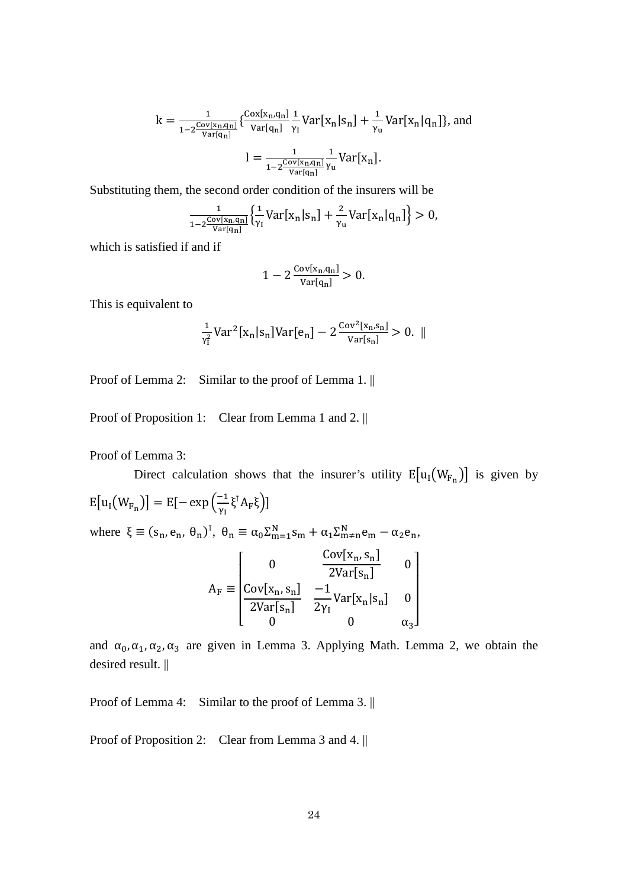$$k = \frac{1}{1-2\frac{\mathrm{Cov}[x_n,q_n]}{\mathrm{Var}[q_n]}}\left\{\frac{\mathrm{Cox}[x_n,q_n]}{\mathrm{Var}[q_n]}\frac{1}{\gamma_I}\mathrm{Var}[x_n|s_n] + \frac{1}{\gamma_u}\mathrm{Var}[x_n|q_n]\right\}, \text{ and}$$

$$l = \frac{1}{1-2\frac{\mathrm{Cov}[x_n,q_n]}{\mathrm{Var}[q_n]}}\frac{1}{\gamma_u}\mathrm{Var}[x_n].$$

Substituting them, the second order condition of the insurers will be

$$\frac{1}{1-2\frac{\mathrm{Cov}[x_n,q_n]}{\mathrm{Var}[q_n]}}\left\{\frac{1}{\gamma_I}\mathrm{Var}[x_n|s_n] + \frac{2}{\gamma_u}\mathrm{Var}[x_n|q_n]\right\} > 0,$$

which is satisfied if and if

$$1 - 2\frac{\mathrm{Cov}[x_n,q_n]}{\mathrm{Var}[q_n]} > 0.$$

This is equivalent to

$$\frac{1}{\gamma_I^2}\mathrm{Var}^2[x_n|s_n]\mathrm{Var}[e_n] - 2\frac{\mathrm{Cov}^2[x_n,s_n]}{\mathrm{Var}[s_n]} > 0. \;\;\|$$

Proof of Lemma 2: Similar to the proof of Lemma 1. ||

Proof of Proposition 1: Clear from Lemma 1 and 2. ||

Proof of Lemma 3:

Direct calculation shows that the insurer's utility $E[u_I(W_{F_n})]$ is given by $E[u_I(W_{F_n})] = E[-\exp\left(\frac{-1}{\gamma_I}\xi^\intercal A_F \xi\right)]$

where $\xi \equiv (s_n, e_n, \theta_n)^\intercal$, $\theta_n \equiv \alpha_0 \Sigma_{m=1}^N s_m + \alpha_1 \Sigma_{m\neq n}^N e_m - \alpha_2 e_n$,

$$A_F \equiv \begin{bmatrix} 0 & \dfrac{\mathrm{Cov}[x_n,s_n]}{2\mathrm{Var}[s_n]} & 0 \\ \dfrac{\mathrm{Cov}[x_n,s_n]}{2\mathrm{Var}[s_n]} & \dfrac{-1}{2\gamma_I}\mathrm{Var}[x_n|s_n] & 0 \\ 0 & 0 & \alpha_3 \end{bmatrix}$$

and $\alpha_0, \alpha_1, \alpha_2, \alpha_3$ are given in Lemma 3. Applying Math. Lemma 2, we obtain the desired result. ||

Proof of Lemma 4: Similar to the proof of Lemma 3. ||

Proof of Proposition 2: Clear from Lemma 3 and 4. ||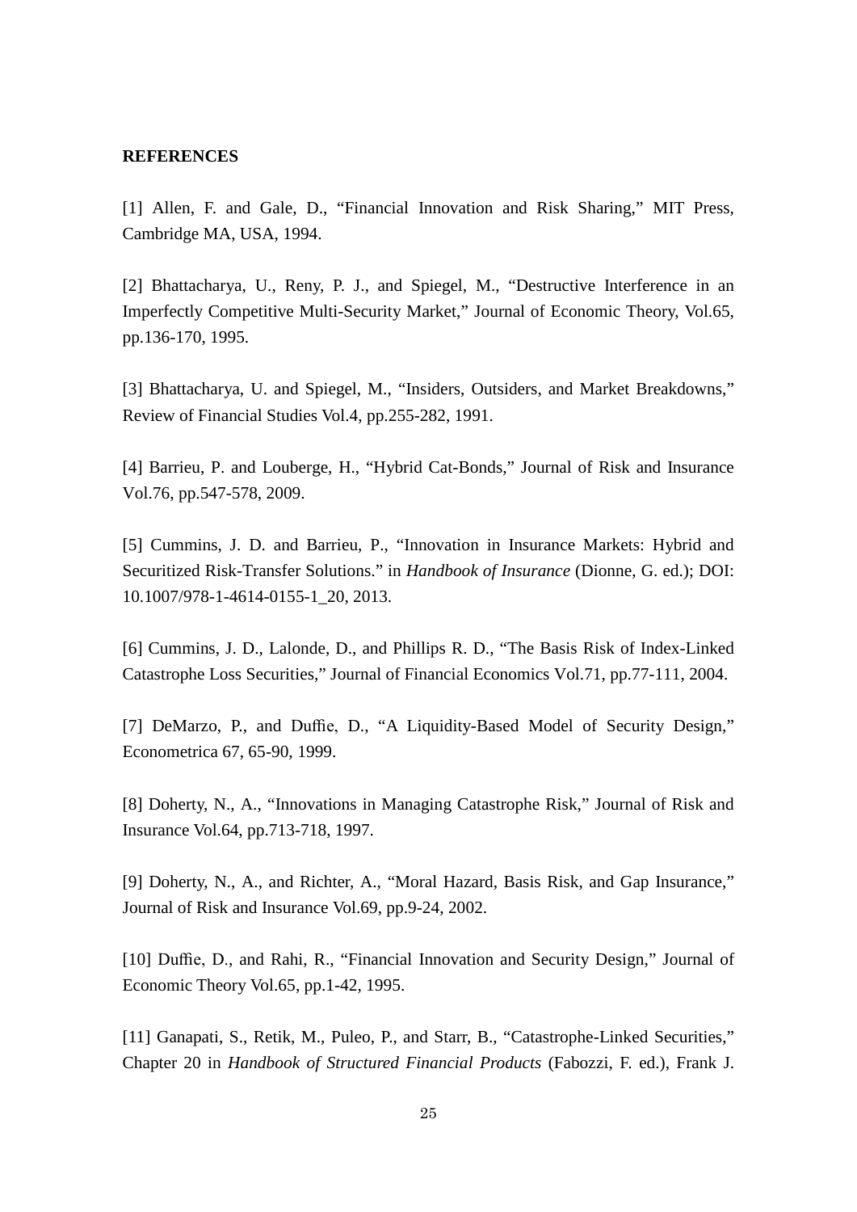**REFERENCES**

[1] Allen, F. and Gale, D., "Financial Innovation and Risk Sharing," MIT Press, Cambridge MA, USA, 1994.

[2] Bhattacharya, U., Reny, P. J., and Spiegel, M., "Destructive Interference in an Imperfectly Competitive Multi-Security Market," Journal of Economic Theory, Vol.65, pp.136-170, 1995.

[3] Bhattacharya, U. and Spiegel, M., "Insiders, Outsiders, and Market Breakdowns," Review of Financial Studies Vol.4, pp.255-282, 1991.

[4] Barrieu, P. and Louberge, H., "Hybrid Cat-Bonds," Journal of Risk and Insurance Vol.76, pp.547-578, 2009.

[5] Cummins, J. D. and Barrieu, P., "Innovation in Insurance Markets: Hybrid and Securitized Risk-Transfer Solutions." in *Handbook of Insurance* (Dionne, G. ed.); DOI: 10.1007/978-1-4614-0155-1_20, 2013.

[6] Cummins, J. D., Lalonde, D., and Phillips R. D., "The Basis Risk of Index-Linked Catastrophe Loss Securities," Journal of Financial Economics Vol.71, pp.77-111, 2004.

[7] DeMarzo, P., and Duffie, D., "A Liquidity-Based Model of Security Design," Econometrica 67, 65-90, 1999.

[8] Doherty, N., A., "Innovations in Managing Catastrophe Risk," Journal of Risk and Insurance Vol.64, pp.713-718, 1997.

[9] Doherty, N., A., and Richter, A., "Moral Hazard, Basis Risk, and Gap Insurance," Journal of Risk and Insurance Vol.69, pp.9-24, 2002.

[10] Duffie, D., and Rahi, R., "Financial Innovation and Security Design," Journal of Economic Theory Vol.65, pp.1-42, 1995.

[11] Ganapati, S., Retik, M., Puleo, P., and Starr, B., "Catastrophe-Linked Securities," Chapter 20 in *Handbook of Structured Financial Products* (Fabozzi, F. ed.), Frank J.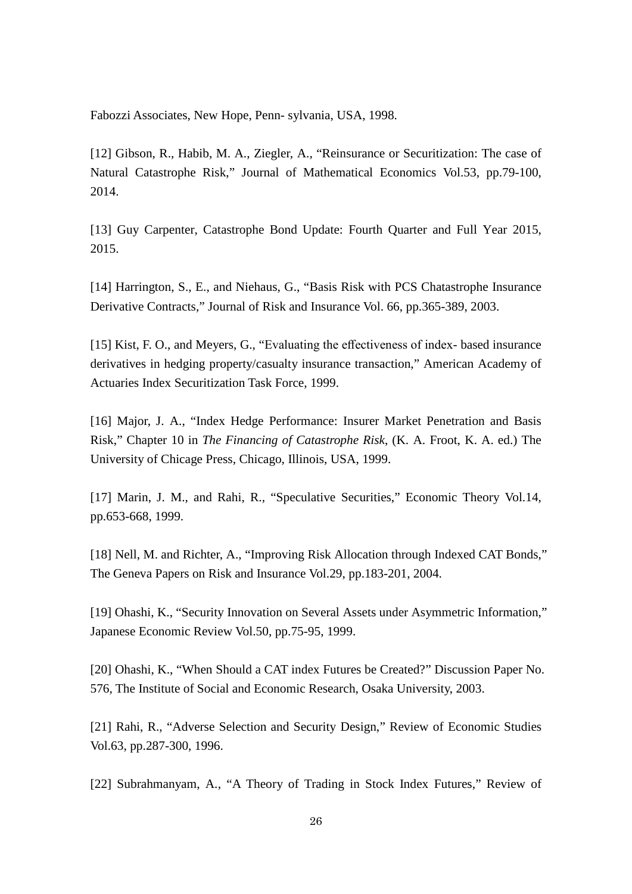Fabozzi Associates, New Hope, Penn- sylvania, USA, 1998.

[12] Gibson, R., Habib, M. A., Ziegler, A., "Reinsurance or Securitization: The case of Natural Catastrophe Risk," Journal of Mathematical Economics Vol.53, pp.79-100, 2014.

[13] Guy Carpenter, Catastrophe Bond Update: Fourth Quarter and Full Year 2015, 2015.

[14] Harrington, S., E., and Niehaus, G., "Basis Risk with PCS Chatastrophe Insurance Derivative Contracts," Journal of Risk and Insurance Vol. 66, pp.365-389, 2003.

[15] Kist, F. O., and Meyers, G., "Evaluating the effectiveness of index- based insurance derivatives in hedging property/casualty insurance transaction," American Academy of Actuaries Index Securitization Task Force, 1999.

[16] Major, J. A., "Index Hedge Performance: Insurer Market Penetration and Basis Risk," Chapter 10 in *The Financing of Catastrophe Risk*, (K. A. Froot, K. A. ed.) The University of Chicago Press, Chicago, Illinois, USA, 1999.

[17] Marin, J. M., and Rahi, R., "Speculative Securities," Economic Theory Vol.14, pp.653-668, 1999.

[18] Nell, M. and Richter, A., "Improving Risk Allocation through Indexed CAT Bonds," The Geneva Papers on Risk and Insurance Vol.29, pp.183-201, 2004.

[19] Ohashi, K., "Security Innovation on Several Assets under Asymmetric Information," Japanese Economic Review Vol.50, pp.75-95, 1999.

[20] Ohashi, K., "When Should a CAT index Futures be Created?" Discussion Paper No. 576, The Institute of Social and Economic Research, Osaka University, 2003.

[21] Rahi, R., "Adverse Selection and Security Design," Review of Economic Studies Vol.63, pp.287-300, 1996.

[22] Subrahmanyam, A., "A Theory of Trading in Stock Index Futures," Review of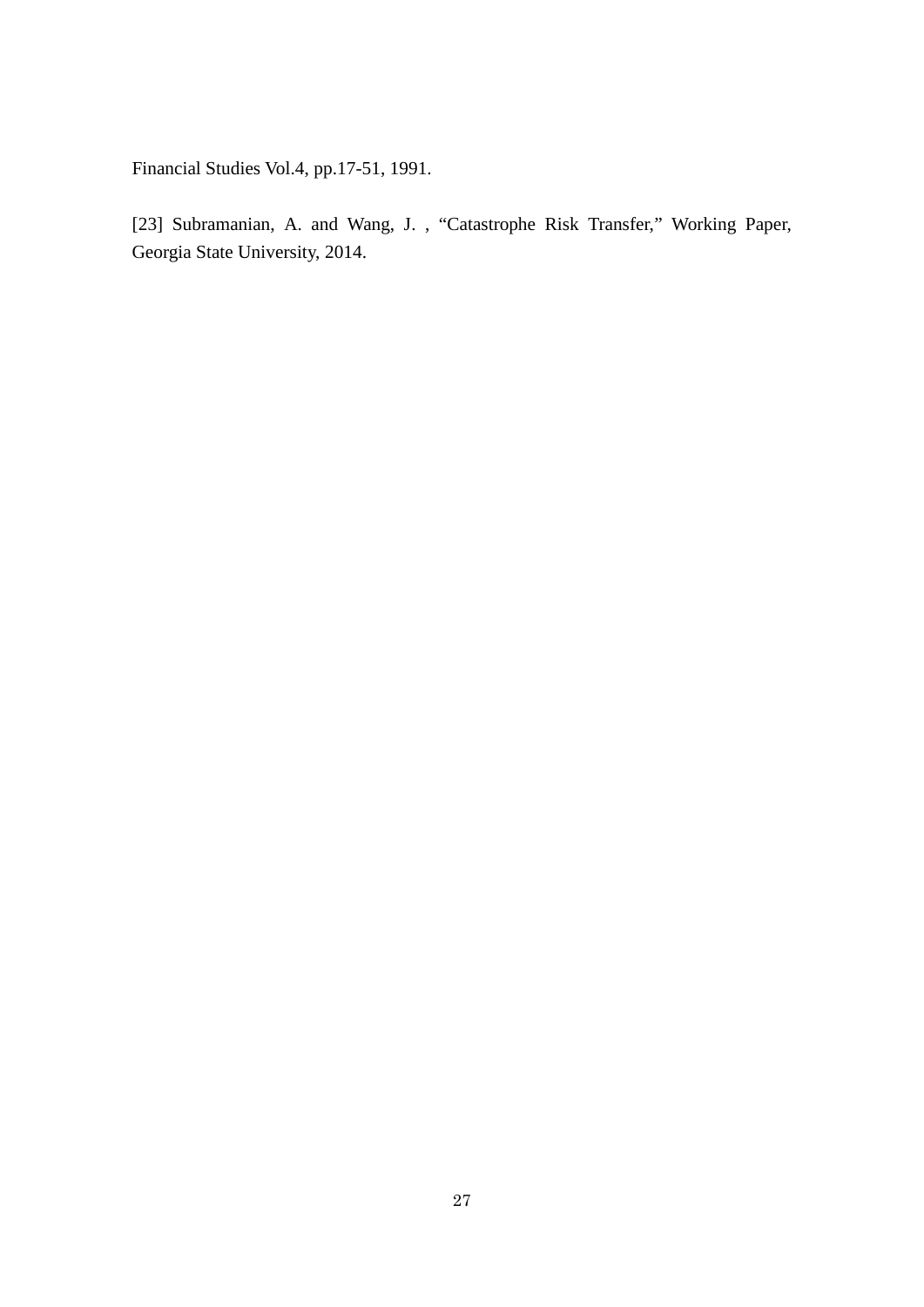Financial Studies Vol.4, pp.17-51, 1991.

[23] Subramanian, A. and Wang, J. , “Catastrophe Risk Transfer,” Working Paper, Georgia State University, 2014.